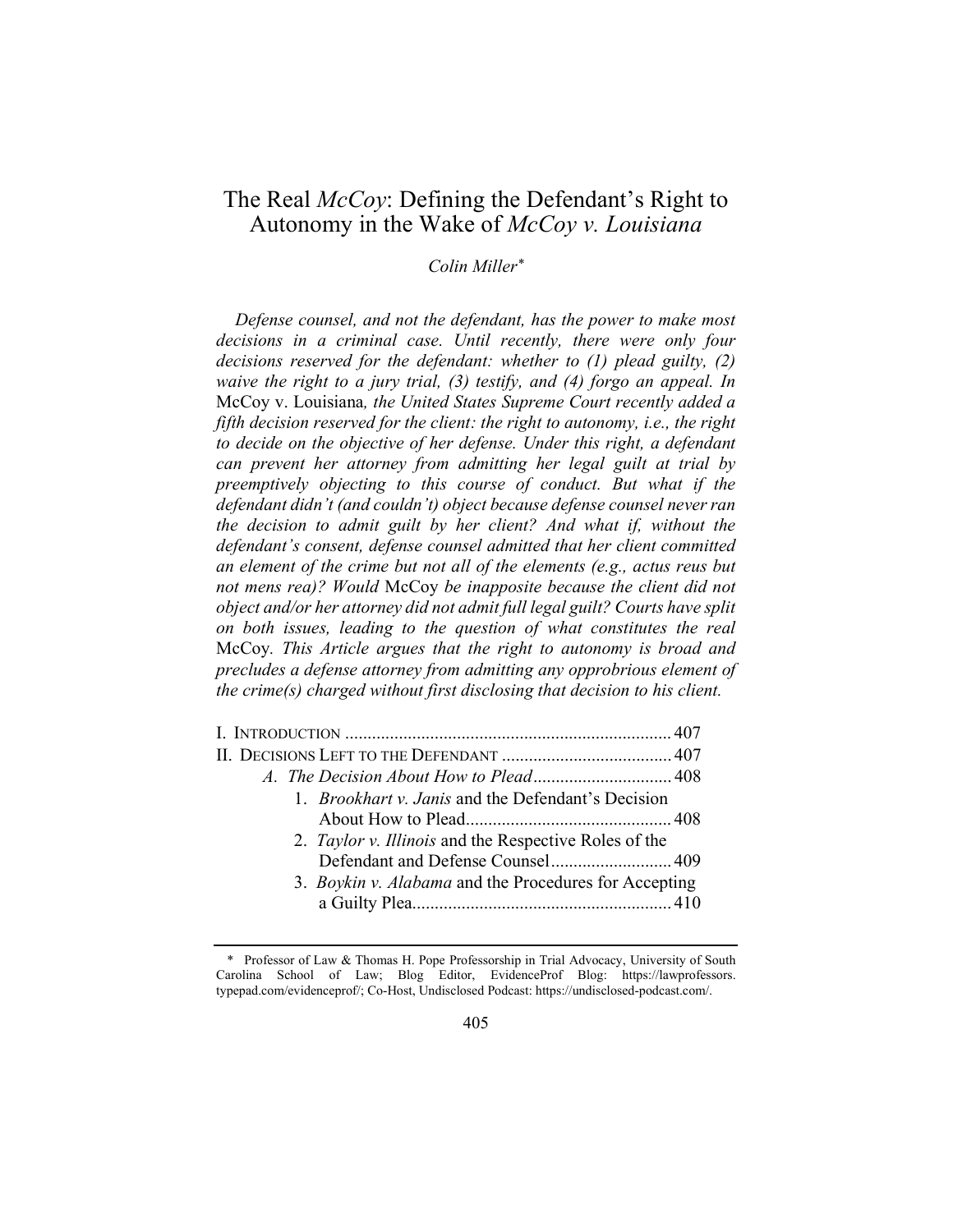# The Real *McCoy*: Defining the Defendant's Right to Autonomy in the Wake of *McCoy v. Louisiana*

*Colin Miller*[*]

*Defense counsel, and not the defendant, has the power to make most decisions in a criminal case. Until recently, there were only four decisions reserved for the defendant: whether to (1) plead guilty, (2) waive the right to a jury trial, (3) testify, and (4) forgo an appeal. In* McCoy v. Louisiana*, the United States Supreme Court recently added a fifth decision reserved for the client: the right to autonomy, i.e., the right to decide on the objective of her defense. Under this right, a defendant can prevent her attorney from admitting her legal guilt at trial by preemptively objecting to this course of conduct. But what if the defendant didn't (and couldn't) object because defense counsel never ran the decision to admit guilt by her client? And what if, without the defendant's consent, defense counsel admitted that her client committed an element of the crime but not all of the elements (e.g., actus reus but not mens rea)? Would* McCoy *be inapposite because the client did not object and/or her attorney did not admit full legal guilt? Courts have split on both issues, leading to the question of what constitutes the real* McCoy*. This Article argues that the right to autonomy is broad and precludes a defense attorney from admitting any opprobrious element of the crime(s) charged without first disclosing that decision to his client.*

I. INTRODUCTION ........................................................................ 407
II. DECISIONS LEFT TO THE DEFENDANT ...................................... 407
  *A. The Decision About How to Plead* ............................... 408
    1. *Brookhart v. Janis* and the Defendant's Decision About How to Plead ............................................. 408
    2. *Taylor v. Illinois* and the Respective Roles of the Defendant and Defense Counsel ........................... 409
    3. *Boykin v. Alabama* and the Procedures for Accepting a Guilty Plea ......................................................... 410

[*] Professor of Law & Thomas H. Pope Professorship in Trial Advocacy, University of South Carolina School of Law; Blog Editor, EvidenceProf Blog: https://lawprofessors.typepad.com/evidenceprof/; Co-Host, Undisclosed Podcast: https://undisclosed-podcast.com/.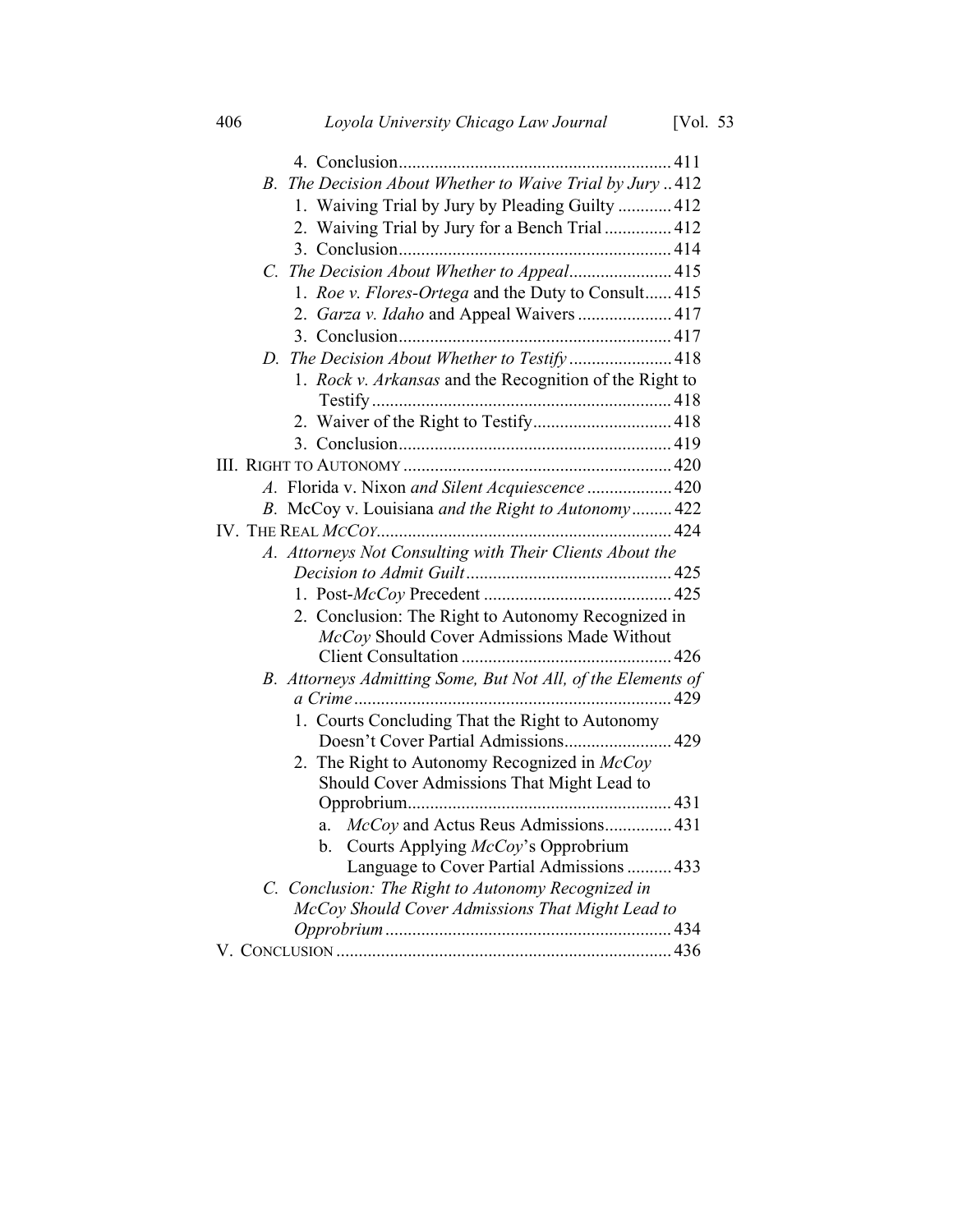4. Conclusion............................................................ 411

*B. The Decision About Whether to Waive Trial by Jury* .. 412

1. Waiving Trial by Jury by Pleading Guilty ............ 412
2. Waiving Trial by Jury for a Bench Trial ............... 412
3. Conclusion............................................................ 414

*C. The Decision About Whether to Appeal*....................... 415

1. *Roe v. Flores-Ortega* and the Duty to Consult...... 415
2. *Garza v. Idaho* and Appeal Waivers ..................... 417
3. Conclusion............................................................ 417

*D. The Decision About Whether to Testify* ....................... 418

1. *Rock v. Arkansas* and the Recognition of the Right to Testify .................................................................. 418
2. Waiver of the Right to Testify............................... 418
3. Conclusion............................................................ 419

III. RIGHT TO AUTONOMY ............................................................ 420

*A.* Florida v. Nixon *and Silent Acquiescence* ................... 420

*B.* McCoy v. Louisiana *and the Right to Autonomy* ......... 422

IV. THE REAL *MCCOY*.................................................................. 424

*A. Attorneys Not Consulting with Their Clients About the Decision to Admit Guilt* ............................................. 425

1. Post-*McCoy* Precedent .......................................... 425
2. Conclusion: The Right to Autonomy Recognized in *McCoy* Should Cover Admissions Made Without Client Consultation ............................................... 426

*B. Attorneys Admitting Some, But Not All, of the Elements of a Crime* ...................................................................... 429

1. Courts Concluding That the Right to Autonomy Doesn't Cover Partial Admissions........................ 429
2. The Right to Autonomy Recognized in *McCoy* Should Cover Admissions That Might Lead to Opprobrium........................................................... 431
   a. *McCoy* and Actus Reus Admissions............... 431
   b. Courts Applying *McCoy*'s Opprobrium Language to Cover Partial Admissions .......... 433

*C. Conclusion: The Right to Autonomy Recognized in McCoy Should Cover Admissions That Might Lead to Opprobrium* ................................................................ 434

V. CONCLUSION ........................................................................... 436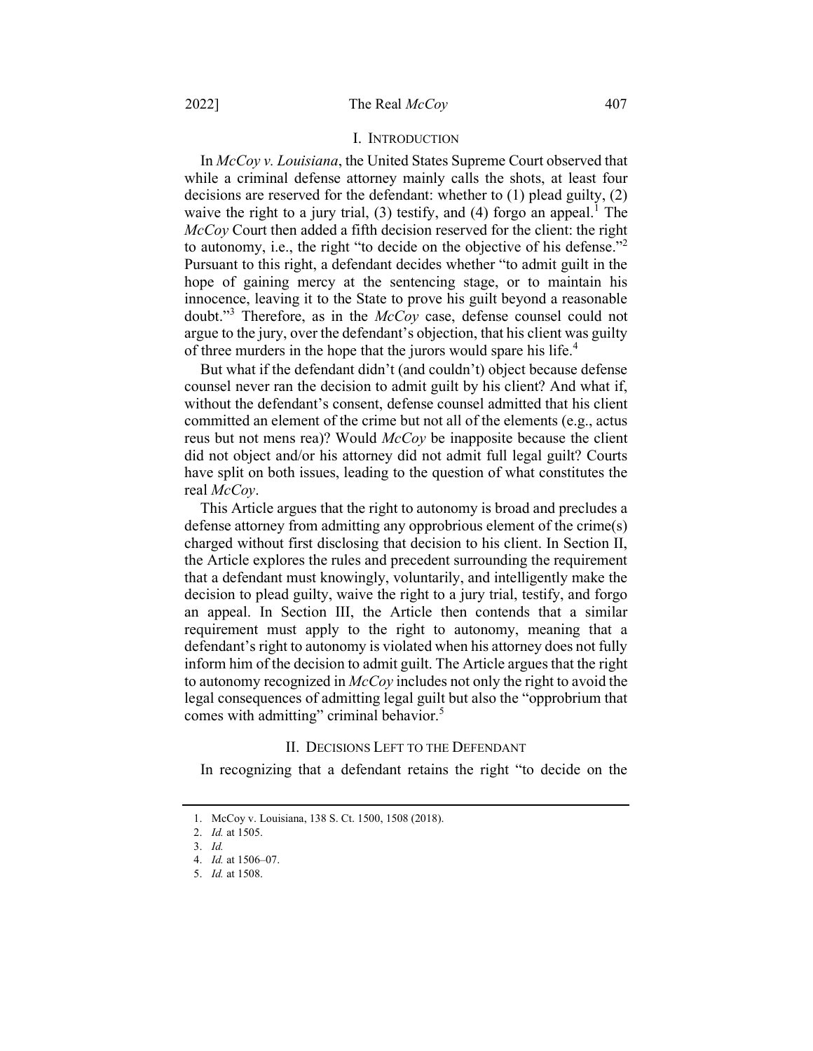## I. INTRODUCTION

In *McCoy v. Louisiana*, the United States Supreme Court observed that while a criminal defense attorney mainly calls the shots, at least four decisions are reserved for the defendant: whether to (1) plead guilty, (2) waive the right to a jury trial, (3) testify, and (4) forgo an appeal.[1] The *McCoy* Court then added a fifth decision reserved for the client: the right to autonomy, i.e., the right "to decide on the objective of his defense."[2] Pursuant to this right, a defendant decides whether "to admit guilt in the hope of gaining mercy at the sentencing stage, or to maintain his innocence, leaving it to the State to prove his guilt beyond a reasonable doubt."[3] Therefore, as in the *McCoy* case, defense counsel could not argue to the jury, over the defendant's objection, that his client was guilty of three murders in the hope that the jurors would spare his life.[4]

But what if the defendant didn't (and couldn't) object because defense counsel never ran the decision to admit guilt by his client? And what if, without the defendant's consent, defense counsel admitted that his client committed an element of the crime but not all of the elements (e.g., actus reus but not mens rea)? Would *McCoy* be inapposite because the client did not object and/or his attorney did not admit full legal guilt? Courts have split on both issues, leading to the question of what constitutes the real *McCoy*.

This Article argues that the right to autonomy is broad and precludes a defense attorney from admitting any opprobrious element of the crime(s) charged without first disclosing that decision to his client. In Section II, the Article explores the rules and precedent surrounding the requirement that a defendant must knowingly, voluntarily, and intelligently make the decision to plead guilty, waive the right to a jury trial, testify, and forgo an appeal. In Section III, the Article then contends that a similar requirement must apply to the right to autonomy, meaning that a defendant's right to autonomy is violated when his attorney does not fully inform him of the decision to admit guilt. The Article argues that the right to autonomy recognized in *McCoy* includes not only the right to avoid the legal consequences of admitting legal guilt but also the "opprobrium that comes with admitting" criminal behavior.[5]

## II. DECISIONS LEFT TO THE DEFENDANT

In recognizing that a defendant retains the right "to decide on the

---

1. McCoy v. Louisiana, 138 S. Ct. 1500, 1508 (2018).
2. *Id.* at 1505.
3. *Id.*
4. *Id.* at 1506–07.
5. *Id.* at 1508.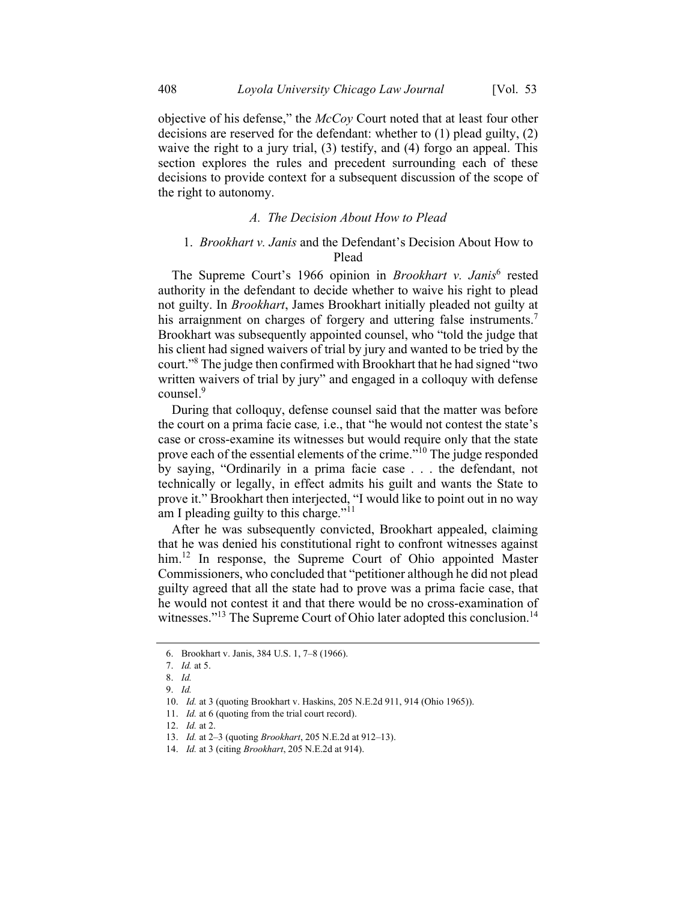objective of his defense," the *McCoy* Court noted that at least four other decisions are reserved for the defendant: whether to (1) plead guilty, (2) waive the right to a jury trial, (3) testify, and (4) forgo an appeal. This section explores the rules and precedent surrounding each of these decisions to provide context for a subsequent discussion of the scope of the right to autonomy.

### *A. The Decision About How to Plead*

#### 1. *Brookhart v. Janis* and the Defendant's Decision About How to Plead

The Supreme Court's 1966 opinion in *Brookhart v. Janis*[6] rested authority in the defendant to decide whether to waive his right to plead not guilty. In *Brookhart*, James Brookhart initially pleaded not guilty at his arraignment on charges of forgery and uttering false instruments.[7] Brookhart was subsequently appointed counsel, who "told the judge that his client had signed waivers of trial by jury and wanted to be tried by the court."[8] The judge then confirmed with Brookhart that he had signed "two written waivers of trial by jury" and engaged in a colloquy with defense counsel.[9]

During that colloquy, defense counsel said that the matter was before the court on a prima facie case*,* i.e., that "he would not contest the state's case or cross-examine its witnesses but would require only that the state prove each of the essential elements of the crime."[10] The judge responded by saying, "Ordinarily in a prima facie case . . . the defendant, not technically or legally, in effect admits his guilt and wants the State to prove it." Brookhart then interjected, "I would like to point out in no way am I pleading guilty to this charge."[11]

After he was subsequently convicted, Brookhart appealed, claiming that he was denied his constitutional right to confront witnesses against him.[12] In response, the Supreme Court of Ohio appointed Master Commissioners, who concluded that "petitioner although he did not plead guilty agreed that all the state had to prove was a prima facie case, that he would not contest it and that there would be no cross-examination of witnesses."[13] The Supreme Court of Ohio later adopted this conclusion.[14]

---

6. Brookhart v. Janis, 384 U.S. 1, 7–8 (1966).
7. *Id.* at 5.
8. *Id.*
9. *Id.*
10. *Id.* at 3 (quoting Brookhart v. Haskins, 205 N.E.2d 911, 914 (Ohio 1965)).
11. *Id.* at 6 (quoting from the trial court record).
12. *Id.* at 2.
13. *Id.* at 2–3 (quoting *Brookhart*, 205 N.E.2d at 912–13).
14. *Id.* at 3 (citing *Brookhart*, 205 N.E.2d at 914).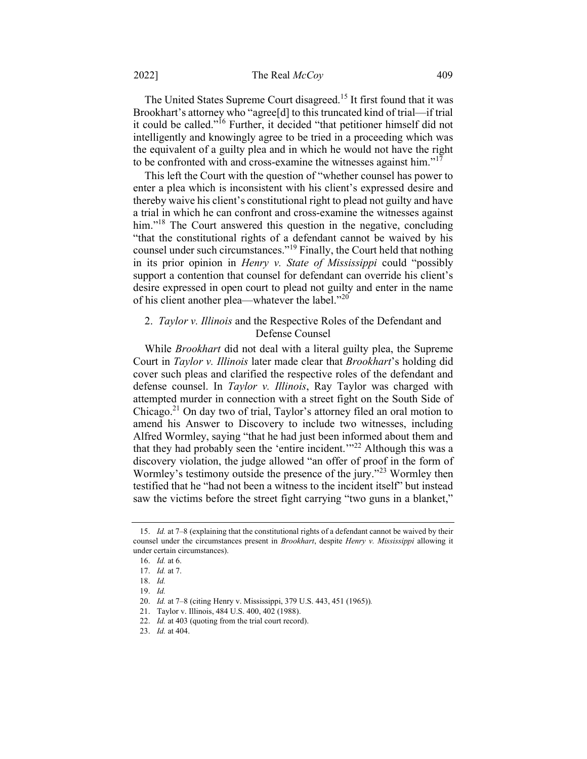The United States Supreme Court disagreed.[15] It first found that it was Brookhart's attorney who "agree[d] to this truncated kind of trial—if trial it could be called."[16] Further, it decided "that petitioner himself did not intelligently and knowingly agree to be tried in a proceeding which was the equivalent of a guilty plea and in which he would not have the right to be confronted with and cross-examine the witnesses against him."[17]

This left the Court with the question of "whether counsel has power to enter a plea which is inconsistent with his client's expressed desire and thereby waive his client's constitutional right to plead not guilty and have a trial in which he can confront and cross-examine the witnesses against him."[18] The Court answered this question in the negative, concluding "that the constitutional rights of a defendant cannot be waived by his counsel under such circumstances."[19] Finally, the Court held that nothing in its prior opinion in *Henry v. State of Mississippi* could "possibly support a contention that counsel for defendant can override his client's desire expressed in open court to plead not guilty and enter in the name of his client another plea—whatever the label."[20]

### 2. *Taylor v. Illinois* and the Respective Roles of the Defendant and Defense Counsel

While *Brookhart* did not deal with a literal guilty plea, the Supreme Court in *Taylor v. Illinois* later made clear that *Brookhart*'s holding did cover such pleas and clarified the respective roles of the defendant and defense counsel. In *Taylor v. Illinois*, Ray Taylor was charged with attempted murder in connection with a street fight on the South Side of Chicago.[21] On day two of trial, Taylor's attorney filed an oral motion to amend his Answer to Discovery to include two witnesses, including Alfred Wormley, saying "that he had just been informed about them and that they had probably seen the 'entire incident.'"[22] Although this was a discovery violation, the judge allowed "an offer of proof in the form of Wormley's testimony outside the presence of the jury."[23] Wormley then testified that he "had not been a witness to the incident itself" but instead saw the victims before the street fight carrying "two guns in a blanket,"

---

15. *Id.* at 7–8 (explaining that the constitutional rights of a defendant cannot be waived by their counsel under the circumstances present in *Brookhart*, despite *Henry v. Mississippi* allowing it under certain circumstances).

16. *Id.* at 6.

17. *Id.* at 7.

18. *Id.*

19. *Id.*

20. *Id.* at 7–8 (citing Henry v. Mississippi, 379 U.S. 443, 451 (1965)).

21. Taylor v. Illinois, 484 U.S. 400, 402 (1988).

22. *Id.* at 403 (quoting from the trial court record).

23. *Id.* at 404.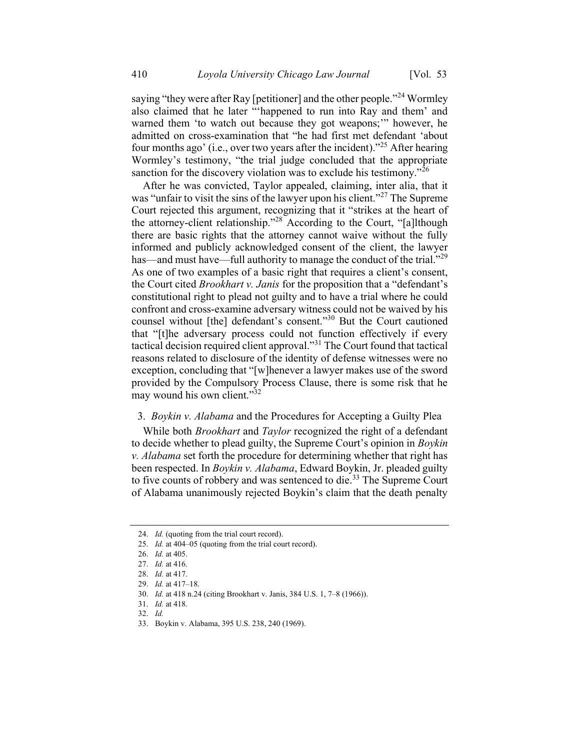saying "they were after Ray [petitioner] and the other people."[24] Wormley also claimed that he later "'happened to run into Ray and them' and warned them 'to watch out because they got weapons;'" however, he admitted on cross-examination that "he had first met defendant 'about four months ago' (i.e., over two years after the incident)."[25] After hearing Wormley's testimony, "the trial judge concluded that the appropriate sanction for the discovery violation was to exclude his testimony."[26]

After he was convicted, Taylor appealed, claiming, inter alia, that it was "unfair to visit the sins of the lawyer upon his client."[27] The Supreme Court rejected this argument, recognizing that it "strikes at the heart of the attorney-client relationship."[28] According to the Court, "[a]lthough there are basic rights that the attorney cannot waive without the fully informed and publicly acknowledged consent of the client, the lawyer has—and must have—full authority to manage the conduct of the trial."[29] As one of two examples of a basic right that requires a client's consent, the Court cited *Brookhart v. Janis* for the proposition that a "defendant's constitutional right to plead not guilty and to have a trial where he could confront and cross-examine adversary witness could not be waived by his counsel without [the] defendant's consent."[30] But the Court cautioned that "[t]he adversary process could not function effectively if every tactical decision required client approval."[31] The Court found that tactical reasons related to disclosure of the identity of defense witnesses were no exception, concluding that "[w]henever a lawyer makes use of the sword provided by the Compulsory Process Clause, there is some risk that he may wound his own client."[32]

### 3. *Boykin v. Alabama* and the Procedures for Accepting a Guilty Plea

While both *Brookhart* and *Taylor* recognized the right of a defendant to decide whether to plead guilty, the Supreme Court's opinion in *Boykin v. Alabama* set forth the procedure for determining whether that right has been respected. In *Boykin v. Alabama*, Edward Boykin, Jr. pleaded guilty to five counts of robbery and was sentenced to die.[33] The Supreme Court of Alabama unanimously rejected Boykin's claim that the death penalty

---

24. *Id.* (quoting from the trial court record).
25. *Id.* at 404–05 (quoting from the trial court record).
26. *Id.* at 405.
27. *Id.* at 416.
28. *Id.* at 417.
29. *Id.* at 417–18.
30. *Id.* at 418 n.24 (citing Brookhart v. Janis, 384 U.S. 1, 7–8 (1966)).
31. *Id.* at 418.
32. *Id.*
33. Boykin v. Alabama, 395 U.S. 238, 240 (1969).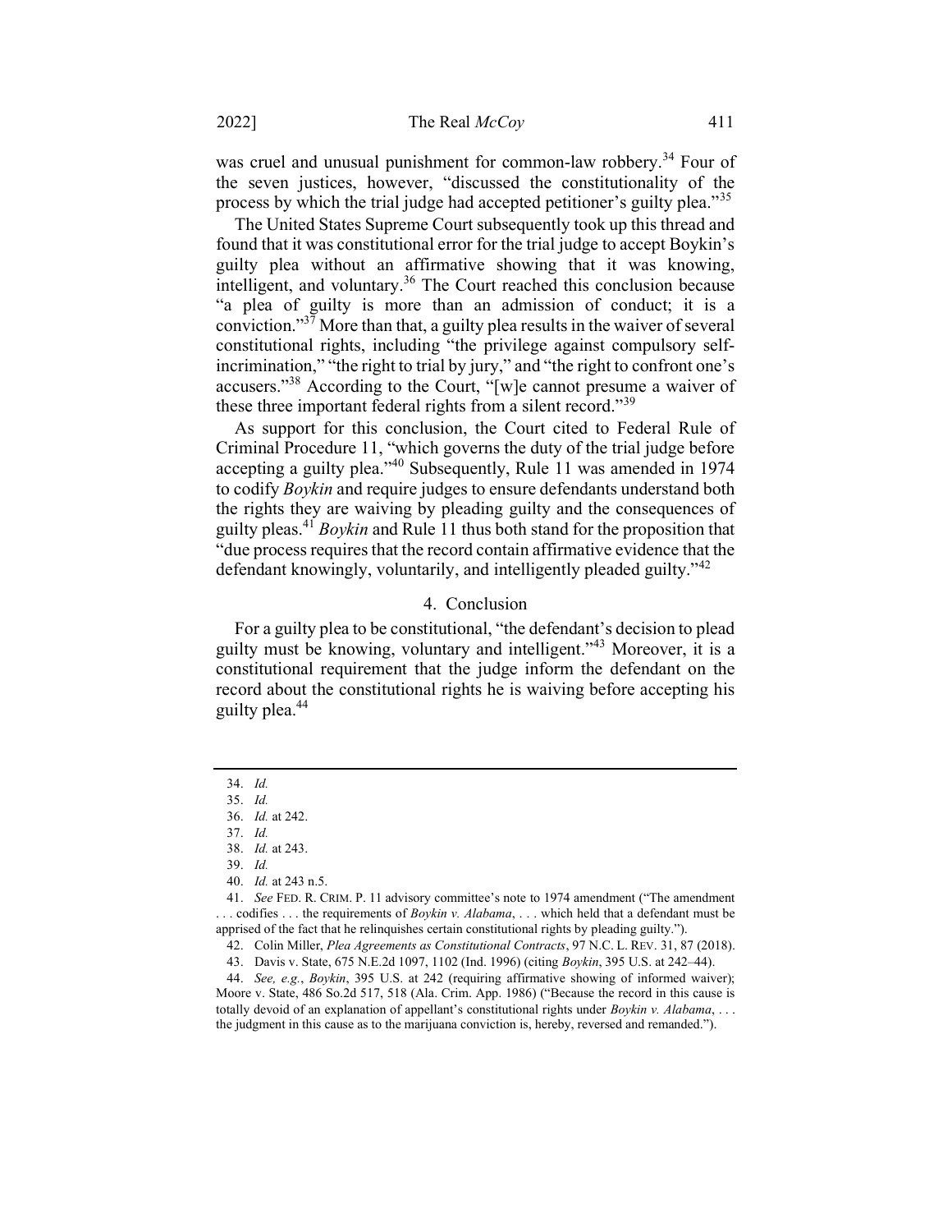was cruel and unusual punishment for common-law robbery.[34] Four of the seven justices, however, "discussed the constitutionality of the process by which the trial judge had accepted petitioner's guilty plea."[35]

The United States Supreme Court subsequently took up this thread and found that it was constitutional error for the trial judge to accept Boykin's guilty plea without an affirmative showing that it was knowing, intelligent, and voluntary.[36] The Court reached this conclusion because "a plea of guilty is more than an admission of conduct; it is a conviction."[37] More than that, a guilty plea results in the waiver of several constitutional rights, including "the privilege against compulsory self-incrimination," "the right to trial by jury," and "the right to confront one's accusers."[38] According to the Court, "[w]e cannot presume a waiver of these three important federal rights from a silent record."[39]

As support for this conclusion, the Court cited to Federal Rule of Criminal Procedure 11, "which governs the duty of the trial judge before accepting a guilty plea."[40] Subsequently, Rule 11 was amended in 1974 to codify *Boykin* and require judges to ensure defendants understand both the rights they are waiving by pleading guilty and the consequences of guilty pleas.[41] *Boykin* and Rule 11 thus both stand for the proposition that "due process requires that the record contain affirmative evidence that the defendant knowingly, voluntarily, and intelligently pleaded guilty."[42]

#### 4. Conclusion

For a guilty plea to be constitutional, "the defendant's decision to plead guilty must be knowing, voluntary and intelligent."[43] Moreover, it is a constitutional requirement that the judge inform the defendant on the record about the constitutional rights he is waiving before accepting his guilty plea.[44]

---

34. *Id.*

35. *Id.*

36. *Id.* at 242.

37. *Id.*

38. *Id.* at 243.

39. *Id.*

40. *Id.* at 243 n.5.

41. *See* FED. R. CRIM. P. 11 advisory committee's note to 1974 amendment ("The amendment . . . codifies . . . the requirements of *Boykin v. Alabama*, . . . which held that a defendant must be apprised of the fact that he relinquishes certain constitutional rights by pleading guilty.").

42. Colin Miller, *Plea Agreements as Constitutional Contracts*, 97 N.C. L. REV. 31, 87 (2018).

43. Davis v. State, 675 N.E.2d 1097, 1102 (Ind. 1996) (citing *Boykin*, 395 U.S. at 242–44).

44. *See, e.g.*, *Boykin*, 395 U.S. at 242 (requiring affirmative showing of informed waiver); Moore v. State, 486 So.2d 517, 518 (Ala. Crim. App. 1986) ("Because the record in this cause is totally devoid of an explanation of appellant's constitutional rights under *Boykin v. Alabama*, . . . the judgment in this cause as to the marijuana conviction is, hereby, reversed and remanded.").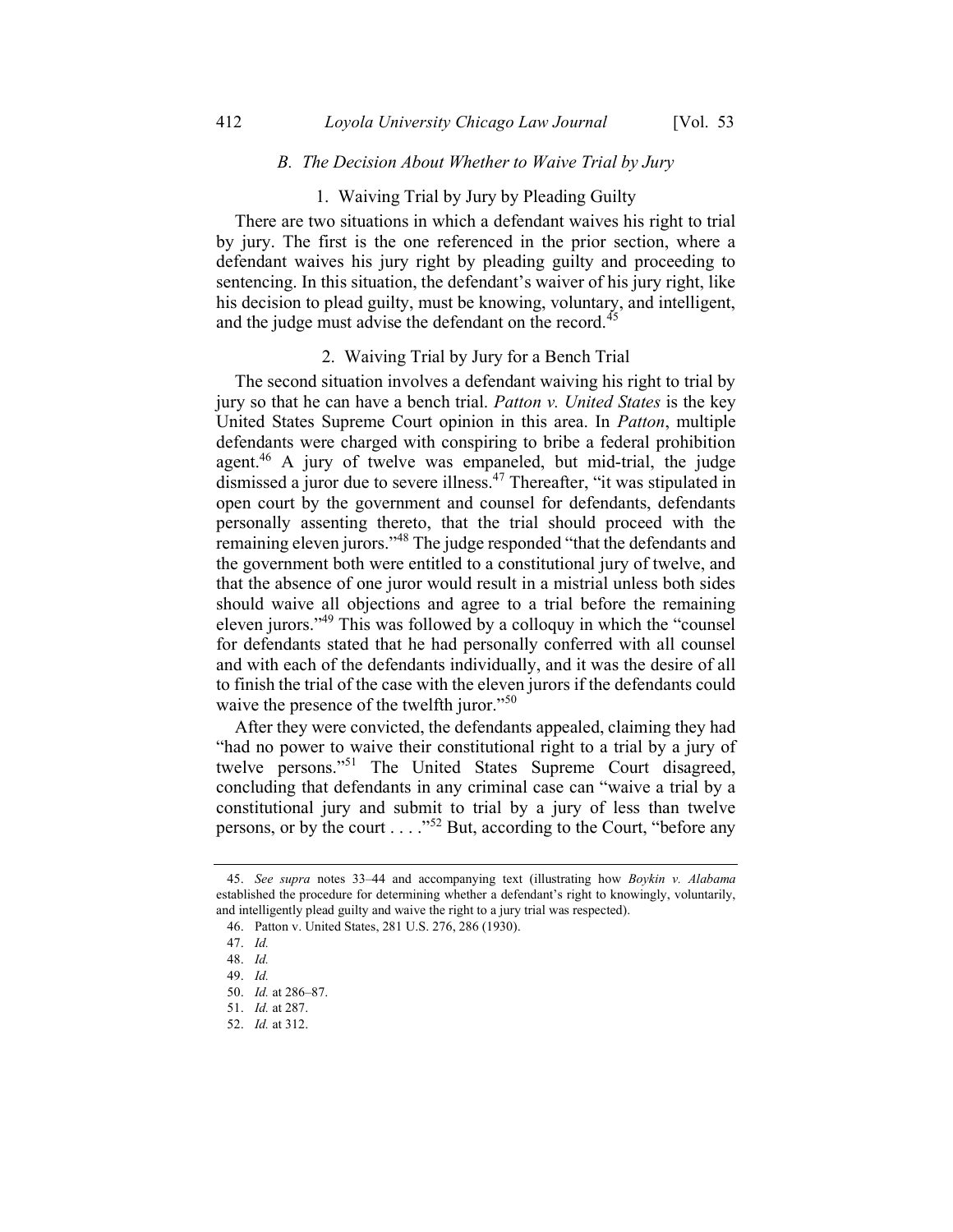### *B. The Decision About Whether to Waive Trial by Jury*

#### 1. Waiving Trial by Jury by Pleading Guilty

There are two situations in which a defendant waives his right to trial by jury. The first is the one referenced in the prior section, where a defendant waives his jury right by pleading guilty and proceeding to sentencing. In this situation, the defendant's waiver of his jury right, like his decision to plead guilty, must be knowing, voluntary, and intelligent, and the judge must advise the defendant on the record.[45]

#### 2. Waiving Trial by Jury for a Bench Trial

The second situation involves a defendant waiving his right to trial by jury so that he can have a bench trial. *Patton v. United States* is the key United States Supreme Court opinion in this area. In *Patton*, multiple defendants were charged with conspiring to bribe a federal prohibition agent.[46] A jury of twelve was empaneled, but mid-trial, the judge dismissed a juror due to severe illness.[47] Thereafter, "it was stipulated in open court by the government and counsel for defendants, defendants personally assenting thereto, that the trial should proceed with the remaining eleven jurors."[48] The judge responded "that the defendants and the government both were entitled to a constitutional jury of twelve, and that the absence of one juror would result in a mistrial unless both sides should waive all objections and agree to a trial before the remaining eleven jurors."[49] This was followed by a colloquy in which the "counsel for defendants stated that he had personally conferred with all counsel and with each of the defendants individually, and it was the desire of all to finish the trial of the case with the eleven jurors if the defendants could waive the presence of the twelfth juror."[50]

After they were convicted, the defendants appealed, claiming they had "had no power to waive their constitutional right to a trial by a jury of twelve persons."[51] The United States Supreme Court disagreed, concluding that defendants in any criminal case can "waive a trial by a constitutional jury and submit to trial by a jury of less than twelve persons, or by the court . . . ."[52] But, according to the Court, "before any

---

45. *See supra* notes 33–44 and accompanying text (illustrating how *Boykin v. Alabama* established the procedure for determining whether a defendant's right to knowingly, voluntarily, and intelligently plead guilty and waive the right to a jury trial was respected).

46. Patton v. United States, 281 U.S. 276, 286 (1930).

47. *Id.*

48. *Id.*

49. *Id.*

50. *Id.* at 286–87.

51. *Id.* at 287.

52. *Id.* at 312.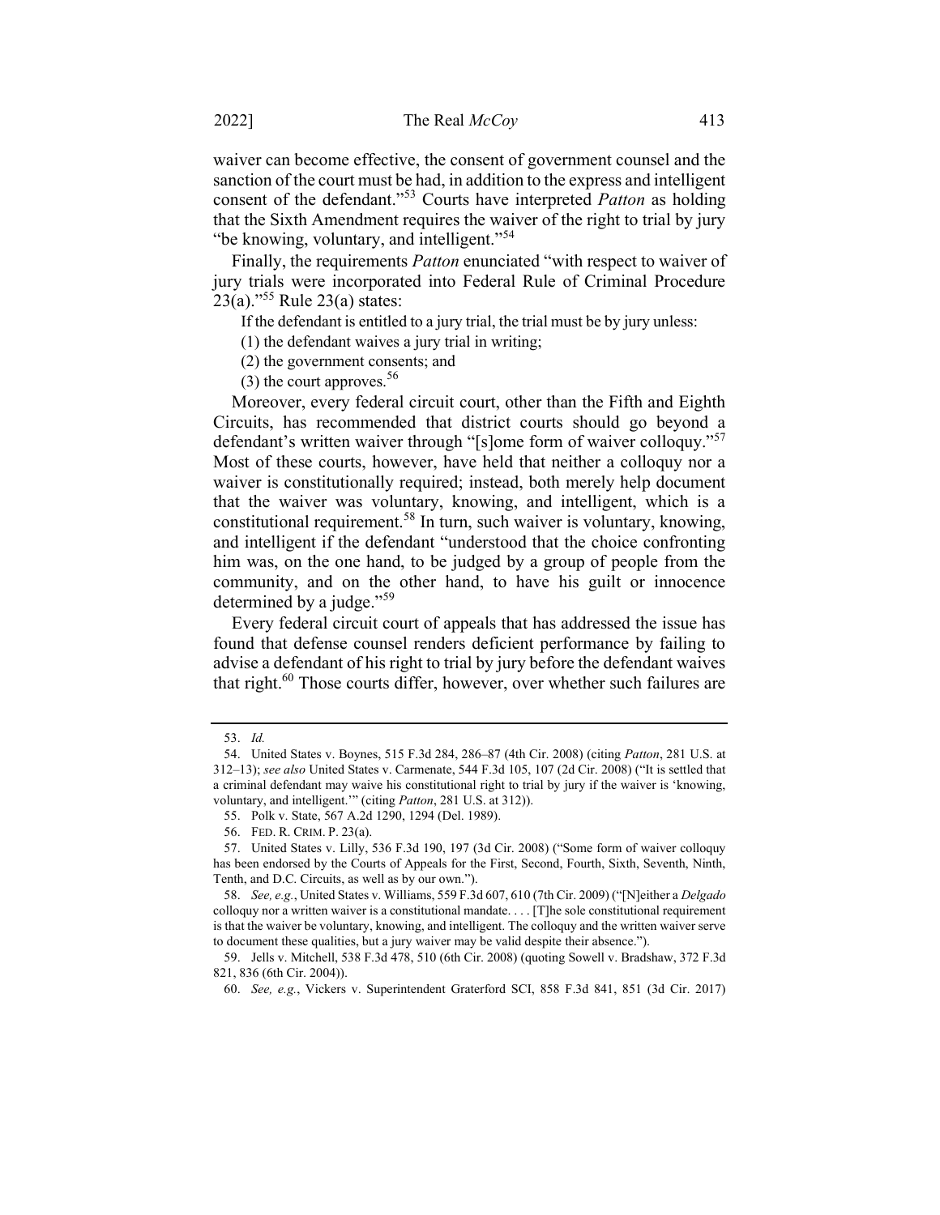waiver can become effective, the consent of government counsel and the sanction of the court must be had, in addition to the express and intelligent consent of the defendant."[53] Courts have interpreted *Patton* as holding that the Sixth Amendment requires the waiver of the right to trial by jury "be knowing, voluntary, and intelligent."[54]

Finally, the requirements *Patton* enunciated "with respect to waiver of jury trials were incorporated into Federal Rule of Criminal Procedure 23(a)."[55] Rule 23(a) states:

> If the defendant is entitled to a jury trial, the trial must be by jury unless:
>
> (1) the defendant waives a jury trial in writing;
>
> (2) the government consents; and
>
> (3) the court approves.[56]

Moreover, every federal circuit court, other than the Fifth and Eighth Circuits, has recommended that district courts should go beyond a defendant's written waiver through "[s]ome form of waiver colloquy."[57] Most of these courts, however, have held that neither a colloquy nor a waiver is constitutionally required; instead, both merely help document that the waiver was voluntary, knowing, and intelligent, which is a constitutional requirement.[58] In turn, such waiver is voluntary, knowing, and intelligent if the defendant "understood that the choice confronting him was, on the one hand, to be judged by a group of people from the community, and on the other hand, to have his guilt or innocence determined by a judge."[59]

Every federal circuit court of appeals that has addressed the issue has found that defense counsel renders deficient performance by failing to advise a defendant of his right to trial by jury before the defendant waives that right.[60] Those courts differ, however, over whether such failures are

---

53. *Id.*

54. United States v. Boynes, 515 F.3d 284, 286–87 (4th Cir. 2008) (citing *Patton*, 281 U.S. at 312–13); *see also* United States v. Carmenate, 544 F.3d 105, 107 (2d Cir. 2008) ("It is settled that a criminal defendant may waive his constitutional right to trial by jury if the waiver is 'knowing, voluntary, and intelligent.'" (citing *Patton*, 281 U.S. at 312)).

55. Polk v. State, 567 A.2d 1290, 1294 (Del. 1989).

56. FED. R. CRIM. P. 23(a).

57. United States v. Lilly, 536 F.3d 190, 197 (3d Cir. 2008) ("Some form of waiver colloquy has been endorsed by the Courts of Appeals for the First, Second, Fourth, Sixth, Seventh, Ninth, Tenth, and D.C. Circuits, as well as by our own.").

58. *See, e.g.*, United States v. Williams, 559 F.3d 607, 610 (7th Cir. 2009) ("[N]either a *Delgado* colloquy nor a written waiver is a constitutional mandate. . . . [T]he sole constitutional requirement is that the waiver be voluntary, knowing, and intelligent. The colloquy and the written waiver serve to document these qualities, but a jury waiver may be valid despite their absence.").

59. Jells v. Mitchell, 538 F.3d 478, 510 (6th Cir. 2008) (quoting Sowell v. Bradshaw, 372 F.3d 821, 836 (6th Cir. 2004)).

60. *See, e.g.*, Vickers v. Superintendent Graterford SCI, 858 F.3d 841, 851 (3d Cir. 2017)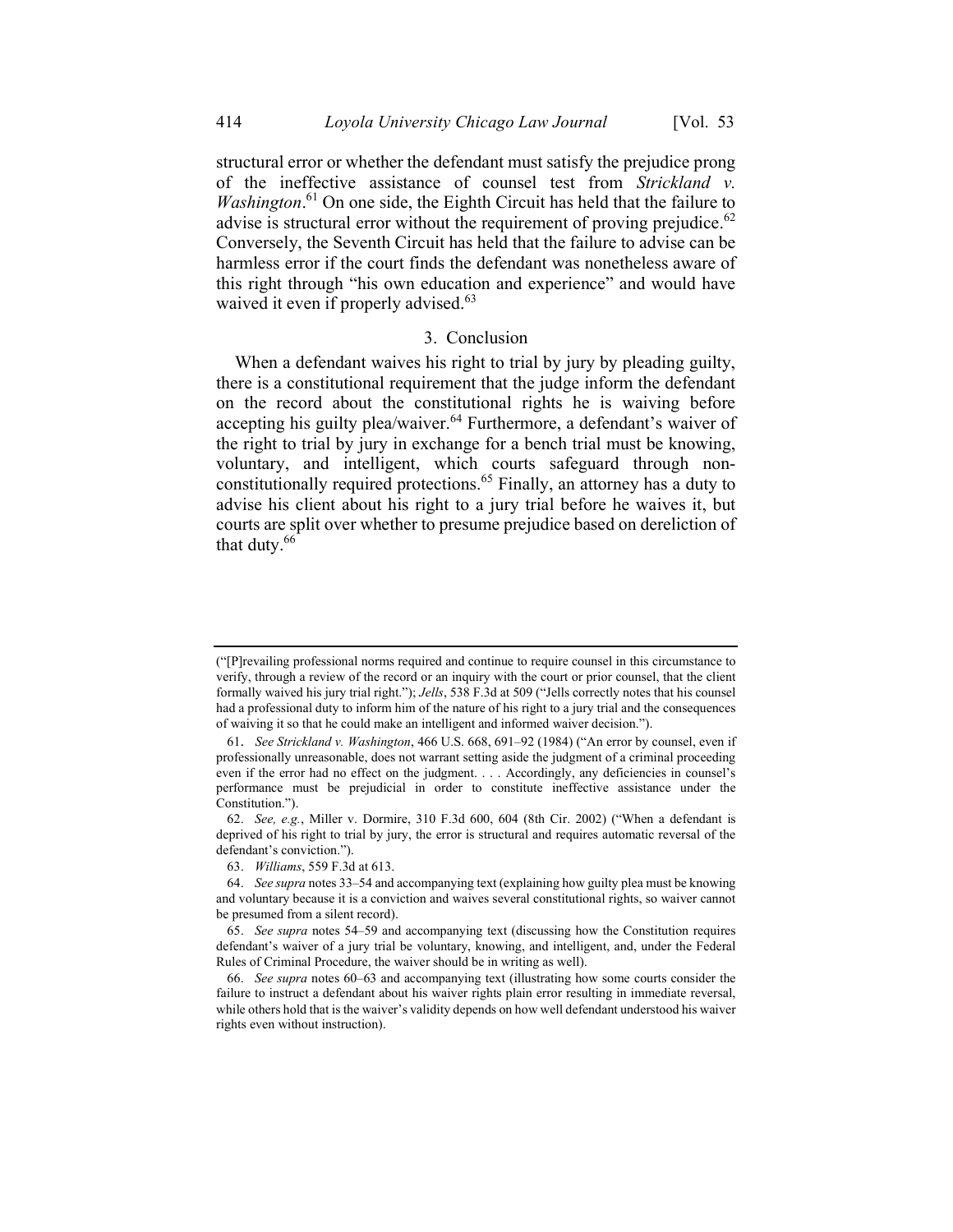structural error or whether the defendant must satisfy the prejudice prong of the ineffective assistance of counsel test from *Strickland v. Washington*.[61] On one side, the Eighth Circuit has held that the failure to advise is structural error without the requirement of proving prejudice.[62] Conversely, the Seventh Circuit has held that the failure to advise can be harmless error if the court finds the defendant was nonetheless aware of this right through "his own education and experience" and would have waived it even if properly advised.[63]

### 3. Conclusion

When a defendant waives his right to trial by jury by pleading guilty, there is a constitutional requirement that the judge inform the defendant on the record about the constitutional rights he is waiving before accepting his guilty plea/waiver.[64] Furthermore, a defendant's waiver of the right to trial by jury in exchange for a bench trial must be knowing, voluntary, and intelligent, which courts safeguard through non-constitutionally required protections.[65] Finally, an attorney has a duty to advise his client about his right to a jury trial before he waives it, but courts are split over whether to presume prejudice based on dereliction of that duty.[66]

---

("[P]revailing professional norms required and continue to require counsel in this circumstance to verify, through a review of the record or an inquiry with the court or prior counsel, that the client formally waived his jury trial right."); *Jells*, 538 F.3d at 509 ("Jells correctly notes that his counsel had a professional duty to inform him of the nature of his right to a jury trial and the consequences of waiving it so that he could make an intelligent and informed waiver decision.").

61. *See Strickland v. Washington*, 466 U.S. 668, 691–92 (1984) ("An error by counsel, even if professionally unreasonable, does not warrant setting aside the judgment of a criminal proceeding even if the error had no effect on the judgment. . . . Accordingly, any deficiencies in counsel's performance must be prejudicial in order to constitute ineffective assistance under the Constitution.").

62. *See, e.g.*, Miller v. Dormire, 310 F.3d 600, 604 (8th Cir. 2002) ("When a defendant is deprived of his right to trial by jury, the error is structural and requires automatic reversal of the defendant's conviction.").

63. *Williams*, 559 F.3d at 613.

64. *See supra* notes 33–54 and accompanying text (explaining how guilty plea must be knowing and voluntary because it is a conviction and waives several constitutional rights, so waiver cannot be presumed from a silent record).

65. *See supra* notes 54–59 and accompanying text (discussing how the Constitution requires defendant's waiver of a jury trial be voluntary, knowing, and intelligent, and, under the Federal Rules of Criminal Procedure, the waiver should be in writing as well).

66. *See supra* notes 60–63 and accompanying text (illustrating how some courts consider the failure to instruct a defendant about his waiver rights plain error resulting in immediate reversal, while others hold that is the waiver's validity depends on how well defendant understood his waiver rights even without instruction).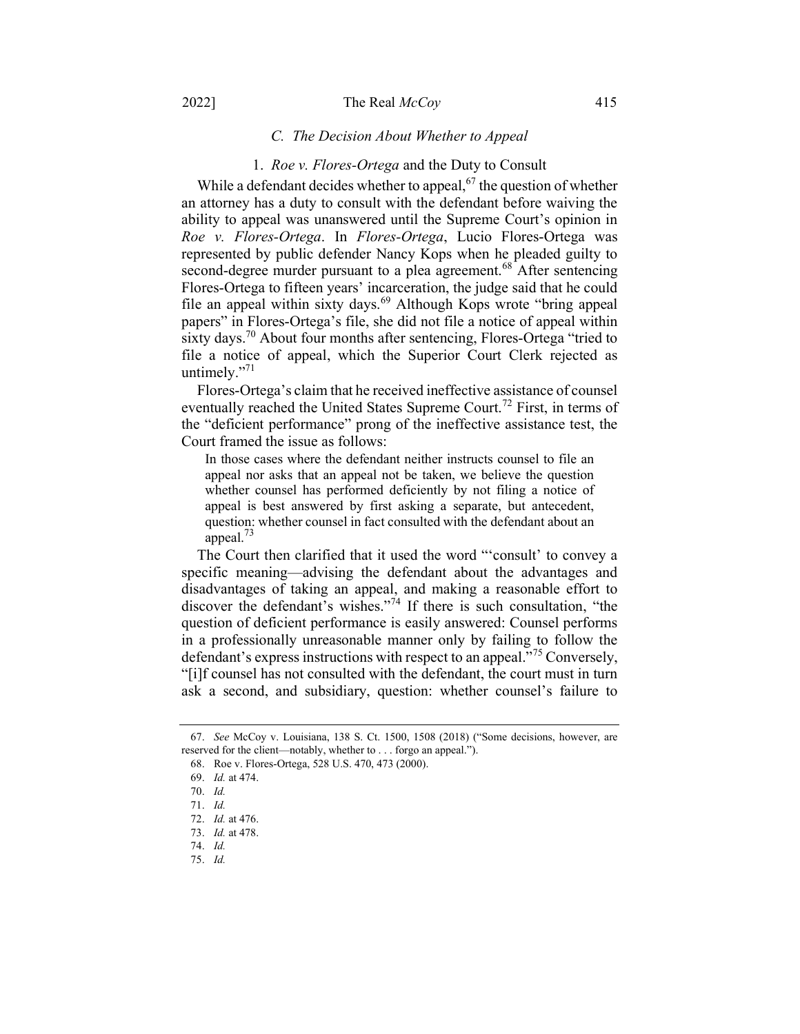### C. *The Decision About Whether to Appeal*

#### 1. *Roe v. Flores-Ortega* and the Duty to Consult

While a defendant decides whether to appeal,[67] the question of whether an attorney has a duty to consult with the defendant before waiving the ability to appeal was unanswered until the Supreme Court's opinion in *Roe v. Flores-Ortega*. In *Flores-Ortega*, Lucio Flores-Ortega was represented by public defender Nancy Kops when he pleaded guilty to second-degree murder pursuant to a plea agreement.[68] After sentencing Flores-Ortega to fifteen years' incarceration, the judge said that he could file an appeal within sixty days.[69] Although Kops wrote "bring appeal papers" in Flores-Ortega's file, she did not file a notice of appeal within sixty days.[70] About four months after sentencing, Flores-Ortega "tried to file a notice of appeal, which the Superior Court Clerk rejected as untimely."[71]

Flores-Ortega's claim that he received ineffective assistance of counsel eventually reached the United States Supreme Court.[72] First, in terms of the "deficient performance" prong of the ineffective assistance test, the Court framed the issue as follows:

> In those cases where the defendant neither instructs counsel to file an appeal nor asks that an appeal not be taken, we believe the question whether counsel has performed deficiently by not filing a notice of appeal is best answered by first asking a separate, but antecedent, question: whether counsel in fact consulted with the defendant about an appeal.[73]

The Court then clarified that it used the word "'consult' to convey a specific meaning—advising the defendant about the advantages and disadvantages of taking an appeal, and making a reasonable effort to discover the defendant's wishes."[74] If there is such consultation, "the question of deficient performance is easily answered: Counsel performs in a professionally unreasonable manner only by failing to follow the defendant's express instructions with respect to an appeal."[75] Conversely, "[i]f counsel has not consulted with the defendant, the court must in turn ask a second, and subsidiary, question: whether counsel's failure to

---

67. *See* McCoy v. Louisiana, 138 S. Ct. 1500, 1508 (2018) ("Some decisions, however, are reserved for the client—notably, whether to . . . forgo an appeal.").

68. Roe v. Flores-Ortega, 528 U.S. 470, 473 (2000).

69. *Id.* at 474.

70. *Id.*

71. *Id.*

72. *Id.* at 476.

73. *Id.* at 478.

74. *Id.*

75. *Id.*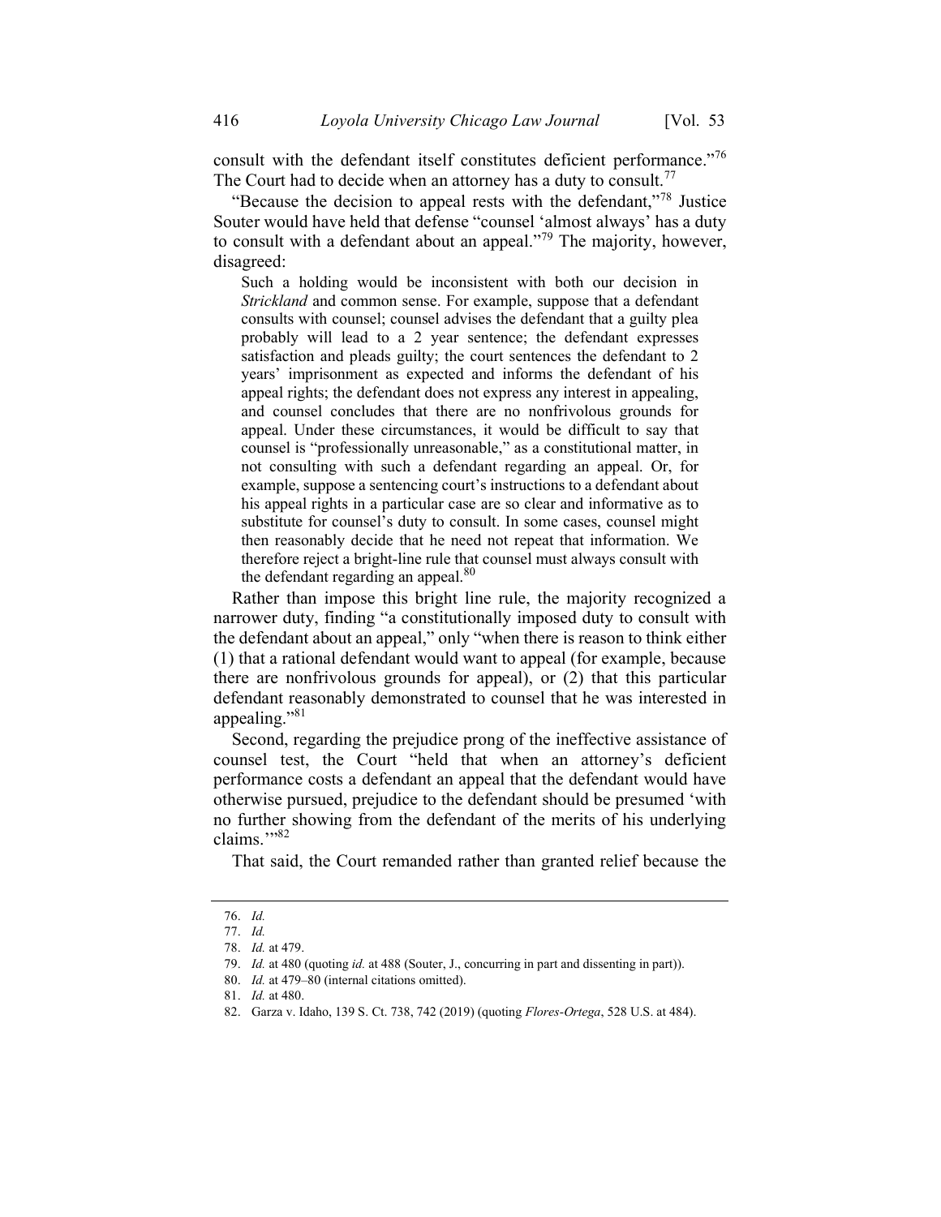consult with the defendant itself constitutes deficient performance."[76] The Court had to decide when an attorney has a duty to consult.[77]

"Because the decision to appeal rests with the defendant,"[78] Justice Souter would have held that defense "counsel 'almost always' has a duty to consult with a defendant about an appeal."[79] The majority, however, disagreed:

> Such a holding would be inconsistent with both our decision in *Strickland* and common sense. For example, suppose that a defendant consults with counsel; counsel advises the defendant that a guilty plea probably will lead to a 2 year sentence; the defendant expresses satisfaction and pleads guilty; the court sentences the defendant to 2 years' imprisonment as expected and informs the defendant of his appeal rights; the defendant does not express any interest in appealing, and counsel concludes that there are no nonfrivolous grounds for appeal. Under these circumstances, it would be difficult to say that counsel is "professionally unreasonable," as a constitutional matter, in not consulting with such a defendant regarding an appeal. Or, for example, suppose a sentencing court's instructions to a defendant about his appeal rights in a particular case are so clear and informative as to substitute for counsel's duty to consult. In some cases, counsel might then reasonably decide that he need not repeat that information. We therefore reject a bright-line rule that counsel must always consult with the defendant regarding an appeal.[80]

Rather than impose this bright line rule, the majority recognized a narrower duty, finding "a constitutionally imposed duty to consult with the defendant about an appeal," only "when there is reason to think either (1) that a rational defendant would want to appeal (for example, because there are nonfrivolous grounds for appeal), or (2) that this particular defendant reasonably demonstrated to counsel that he was interested in appealing."[81]

Second, regarding the prejudice prong of the ineffective assistance of counsel test, the Court "held that when an attorney's deficient performance costs a defendant an appeal that the defendant would have otherwise pursued, prejudice to the defendant should be presumed 'with no further showing from the defendant of the merits of his underlying claims.'"[82]

That said, the Court remanded rather than granted relief because the

---

76. *Id.*

77. *Id.*

78. *Id.* at 479.

79. *Id.* at 480 (quoting *id.* at 488 (Souter, J., concurring in part and dissenting in part)).

80. *Id.* at 479–80 (internal citations omitted).

81. *Id.* at 480.

82. Garza v. Idaho, 139 S. Ct. 738, 742 (2019) (quoting *Flores-Ortega*, 528 U.S. at 484).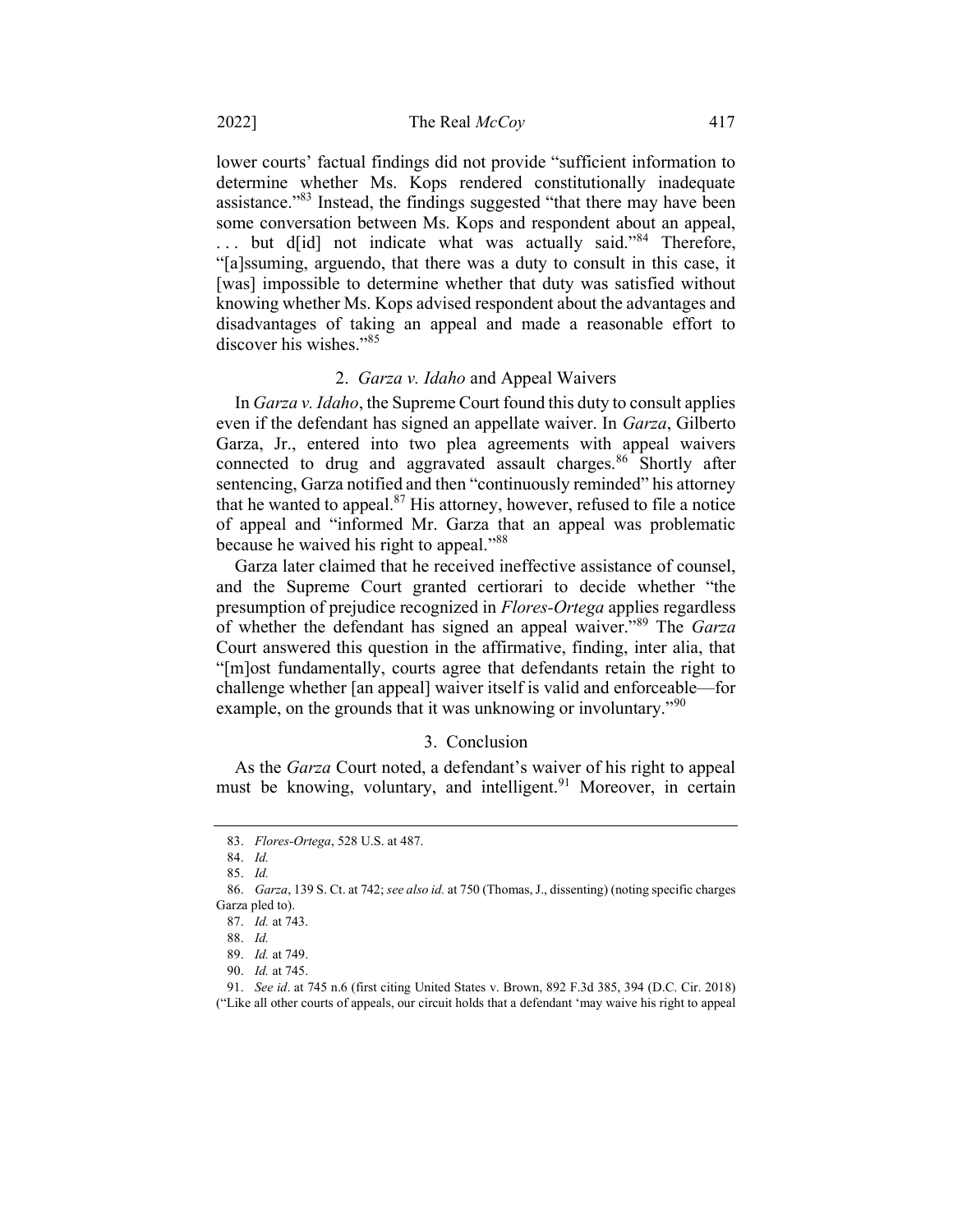lower courts' factual findings did not provide "sufficient information to determine whether Ms. Kops rendered constitutionally inadequate assistance."[83] Instead, the findings suggested "that there may have been some conversation between Ms. Kops and respondent about an appeal, . . . but d[id] not indicate what was actually said."[84] Therefore, "[a]ssuming, arguendo, that there was a duty to consult in this case, it [was] impossible to determine whether that duty was satisfied without knowing whether Ms. Kops advised respondent about the advantages and disadvantages of taking an appeal and made a reasonable effort to discover his wishes."[85]

### 2. *Garza v. Idaho* and Appeal Waivers

In *Garza v. Idaho*, the Supreme Court found this duty to consult applies even if the defendant has signed an appellate waiver. In *Garza*, Gilberto Garza, Jr., entered into two plea agreements with appeal waivers connected to drug and aggravated assault charges.[86] Shortly after sentencing, Garza notified and then "continuously reminded" his attorney that he wanted to appeal.[87] His attorney, however, refused to file a notice of appeal and "informed Mr. Garza that an appeal was problematic because he waived his right to appeal."[88]

Garza later claimed that he received ineffective assistance of counsel, and the Supreme Court granted certiorari to decide whether "the presumption of prejudice recognized in *Flores-Ortega* applies regardless of whether the defendant has signed an appeal waiver."[89] The *Garza* Court answered this question in the affirmative, finding, inter alia, that "[m]ost fundamentally, courts agree that defendants retain the right to challenge whether [an appeal] waiver itself is valid and enforceable—for example, on the grounds that it was unknowing or involuntary."[90]

### 3. Conclusion

As the *Garza* Court noted, a defendant's waiver of his right to appeal must be knowing, voluntary, and intelligent.[91] Moreover, in certain

---

83. *Flores-Ortega*, 528 U.S. at 487.

84. *Id.*

85. *Id.*

86. *Garza*, 139 S. Ct. at 742; *see also id.* at 750 (Thomas, J., dissenting) (noting specific charges Garza pled to).

87. *Id.* at 743.

88. *Id.*

89. *Id.* at 749.

90. *Id.* at 745.

91. *See id*. at 745 n.6 (first citing United States v. Brown, 892 F.3d 385, 394 (D.C. Cir. 2018) ("Like all other courts of appeals, our circuit holds that a defendant 'may waive his right to appeal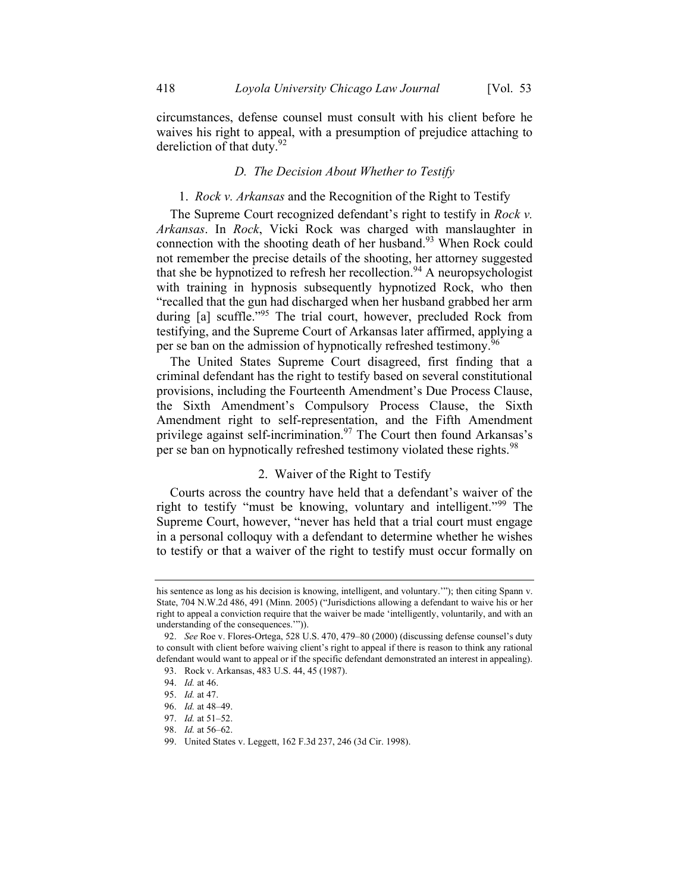circumstances, defense counsel must consult with his client before he waives his right to appeal, with a presumption of prejudice attaching to dereliction of that duty.[92]

### *D. The Decision About Whether to Testify*

#### 1. *Rock v. Arkansas* and the Recognition of the Right to Testify

The Supreme Court recognized defendant's right to testify in *Rock v. Arkansas*. In *Rock*, Vicki Rock was charged with manslaughter in connection with the shooting death of her husband.[93] When Rock could not remember the precise details of the shooting, her attorney suggested that she be hypnotized to refresh her recollection.[94] A neuropsychologist with training in hypnosis subsequently hypnotized Rock, who then "recalled that the gun had discharged when her husband grabbed her arm during [a] scuffle."[95] The trial court, however, precluded Rock from testifying, and the Supreme Court of Arkansas later affirmed, applying a per se ban on the admission of hypnotically refreshed testimony.[96]

The United States Supreme Court disagreed, first finding that a criminal defendant has the right to testify based on several constitutional provisions, including the Fourteenth Amendment's Due Process Clause, the Sixth Amendment's Compulsory Process Clause, the Sixth Amendment right to self-representation, and the Fifth Amendment privilege against self-incrimination.[97] The Court then found Arkansas's per se ban on hypnotically refreshed testimony violated these rights.[98]

#### 2. Waiver of the Right to Testify

Courts across the country have held that a defendant's waiver of the right to testify "must be knowing, voluntary and intelligent."[99] The Supreme Court, however, "never has held that a trial court must engage in a personal colloquy with a defendant to determine whether he wishes to testify or that a waiver of the right to testify must occur formally on

---

his sentence as long as his decision is knowing, intelligent, and voluntary.'"); then citing Spann v. State, 704 N.W.2d 486, 491 (Minn. 2005) ("Jurisdictions allowing a defendant to waive his or her right to appeal a conviction require that the waiver be made 'intelligently, voluntarily, and with an understanding of the consequences.'")).

92. *See* Roe v. Flores-Ortega, 528 U.S. 470, 479–80 (2000) (discussing defense counsel's duty to consult with client before waiving client's right to appeal if there is reason to think any rational defendant would want to appeal or if the specific defendant demonstrated an interest in appealing).

93. Rock v. Arkansas, 483 U.S. 44, 45 (1987).

94. *Id.* at 46.

95. *Id.* at 47.

96. *Id.* at 48–49.

97. *Id.* at 51–52.

98. *Id.* at 56–62.

99. United States v. Leggett, 162 F.3d 237, 246 (3d Cir. 1998).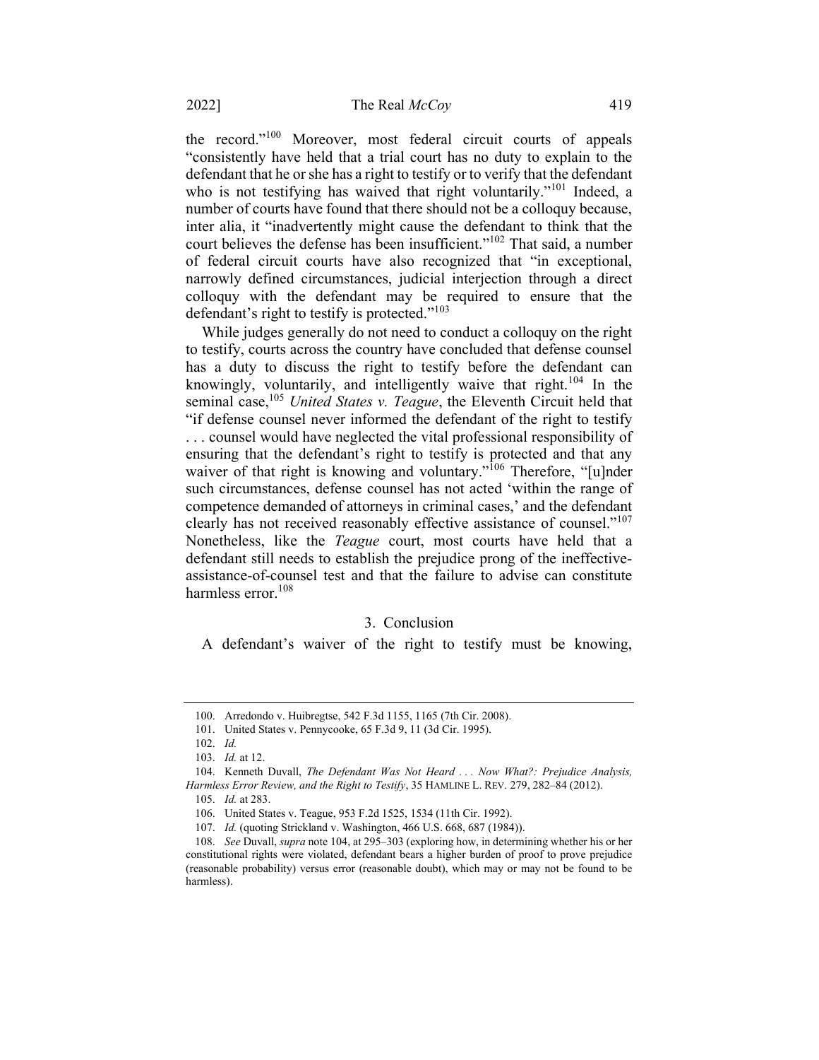the record."[100] Moreover, most federal circuit courts of appeals "consistently have held that a trial court has no duty to explain to the defendant that he or she has a right to testify or to verify that the defendant who is not testifying has waived that right voluntarily."[101] Indeed, a number of courts have found that there should not be a colloquy because, inter alia, it "inadvertently might cause the defendant to think that the court believes the defense has been insufficient."[102] That said, a number of federal circuit courts have also recognized that "in exceptional, narrowly defined circumstances, judicial interjection through a direct colloquy with the defendant may be required to ensure that the defendant's right to testify is protected."[103]

While judges generally do not need to conduct a colloquy on the right to testify, courts across the country have concluded that defense counsel has a duty to discuss the right to testify before the defendant can knowingly, voluntarily, and intelligently waive that right.[104] In the seminal case,[105] *United States v. Teague*, the Eleventh Circuit held that "if defense counsel never informed the defendant of the right to testify . . . counsel would have neglected the vital professional responsibility of ensuring that the defendant's right to testify is protected and that any waiver of that right is knowing and voluntary."[106] Therefore, "[u]nder such circumstances, defense counsel has not acted 'within the range of competence demanded of attorneys in criminal cases,' and the defendant clearly has not received reasonably effective assistance of counsel."[107] Nonetheless, like the *Teague* court, most courts have held that a defendant still needs to establish the prejudice prong of the ineffective-assistance-of-counsel test and that the failure to advise can constitute harmless error.[108]

### 3. Conclusion

A defendant's waiver of the right to testify must be knowing,

---

100. Arredondo v. Huibregtse, 542 F.3d 1155, 1165 (7th Cir. 2008).

101. United States v. Pennycooke, 65 F.3d 9, 11 (3d Cir. 1995).

102. *Id.*

103. *Id.* at 12.

104. Kenneth Duvall, *The Defendant Was Not Heard . . . Now What?: Prejudice Analysis, Harmless Error Review, and the Right to Testify*, 35 HAMLINE L. REV. 279, 282–84 (2012).

105. *Id.* at 283.

106. United States v. Teague, 953 F.2d 1525, 1534 (11th Cir. 1992).

107. *Id.* (quoting Strickland v. Washington, 466 U.S. 668, 687 (1984)).

108. *See* Duvall, *supra* note 104, at 295–303 (exploring how, in determining whether his or her constitutional rights were violated, defendant bears a higher burden of proof to prove prejudice (reasonable probability) versus error (reasonable doubt), which may or may not be found to be harmless).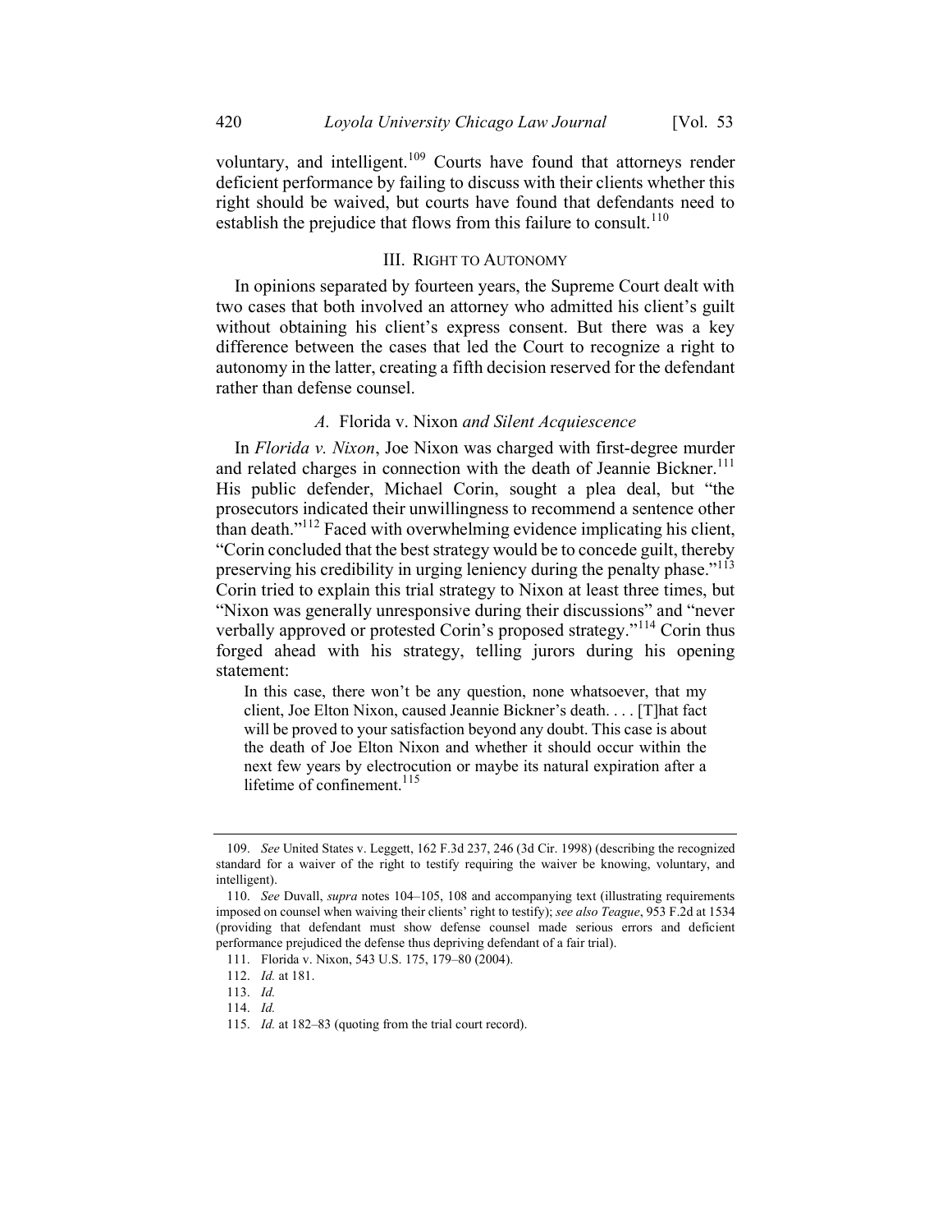voluntary, and intelligent.[109] Courts have found that attorneys render deficient performance by failing to discuss with their clients whether this right should be waived, but courts have found that defendants need to establish the prejudice that flows from this failure to consult.[110]

## III. Right to Autonomy

In opinions separated by fourteen years, the Supreme Court dealt with two cases that both involved an attorney who admitted his client's guilt without obtaining his client's express consent. But there was a key difference between the cases that led the Court to recognize a right to autonomy in the latter, creating a fifth decision reserved for the defendant rather than defense counsel.

### A. *Florida v. Nixon and Silent Acquiescence*

In *Florida v. Nixon*, Joe Nixon was charged with first-degree murder and related charges in connection with the death of Jeannie Bickner.[111] His public defender, Michael Corin, sought a plea deal, but "the prosecutors indicated their unwillingness to recommend a sentence other than death."[112] Faced with overwhelming evidence implicating his client, "Corin concluded that the best strategy would be to concede guilt, thereby preserving his credibility in urging leniency during the penalty phase."[113] Corin tried to explain this trial strategy to Nixon at least three times, but "Nixon was generally unresponsive during their discussions" and "never verbally approved or protested Corin's proposed strategy."[114] Corin thus forged ahead with his strategy, telling jurors during his opening statement:

> In this case, there won't be any question, none whatsoever, that my client, Joe Elton Nixon, caused Jeannie Bickner's death. . . . [T]hat fact will be proved to your satisfaction beyond any doubt. This case is about the death of Joe Elton Nixon and whether it should occur within the next few years by electrocution or maybe its natural expiration after a lifetime of confinement.[115]

---

109. *See* United States v. Leggett, 162 F.3d 237, 246 (3d Cir. 1998) (describing the recognized standard for a waiver of the right to testify requiring the waiver be knowing, voluntary, and intelligent).

110. *See* Duvall, *supra* notes 104–105, 108 and accompanying text (illustrating requirements imposed on counsel when waiving their clients' right to testify); *see also Teague*, 953 F.2d at 1534 (providing that defendant must show defense counsel made serious errors and deficient performance prejudiced the defense thus depriving defendant of a fair trial).

111. Florida v. Nixon, 543 U.S. 175, 179–80 (2004).

112. *Id.* at 181.

113. *Id.*

114. *Id.*

115. *Id.* at 182–83 (quoting from the trial court record).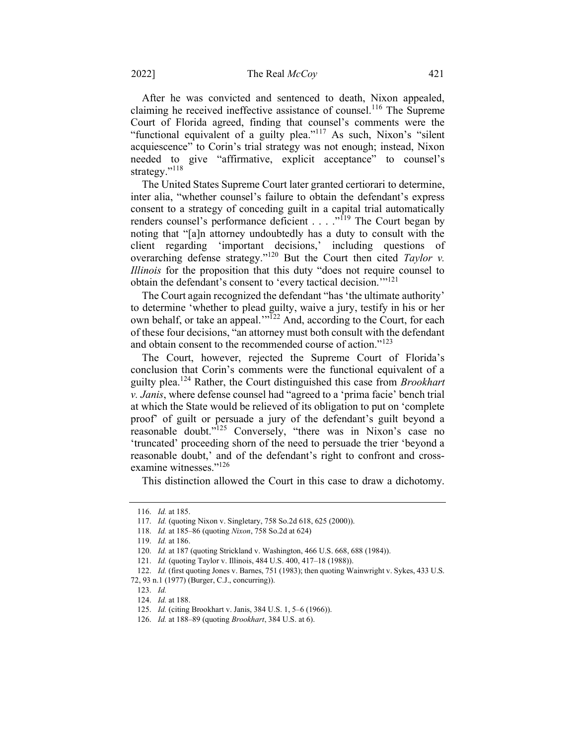After he was convicted and sentenced to death, Nixon appealed, claiming he received ineffective assistance of counsel.[116] The Supreme Court of Florida agreed, finding that counsel's comments were the "functional equivalent of a guilty plea."[117] As such, Nixon's "silent acquiescence" to Corin's trial strategy was not enough; instead, Nixon needed to give "affirmative, explicit acceptance" to counsel's strategy."[118]

The United States Supreme Court later granted certiorari to determine, inter alia, "whether counsel's failure to obtain the defendant's express consent to a strategy of conceding guilt in a capital trial automatically renders counsel's performance deficient . . . ."[119] The Court began by noting that "[a]n attorney undoubtedly has a duty to consult with the client regarding 'important decisions,' including questions of overarching defense strategy."[120] But the Court then cited *Taylor v. Illinois* for the proposition that this duty "does not require counsel to obtain the defendant's consent to 'every tactical decision.'"[121]

The Court again recognized the defendant "has 'the ultimate authority' to determine 'whether to plead guilty, waive a jury, testify in his or her own behalf, or take an appeal.'"[122] And, according to the Court, for each of these four decisions, "an attorney must both consult with the defendant and obtain consent to the recommended course of action."[123]

The Court, however, rejected the Supreme Court of Florida's conclusion that Corin's comments were the functional equivalent of a guilty plea.[124] Rather, the Court distinguished this case from *Brookhart v. Janis*, where defense counsel had "agreed to a 'prima facie' bench trial at which the State would be relieved of its obligation to put on 'complete proof' of guilt or persuade a jury of the defendant's guilt beyond a reasonable doubt."[125] Conversely, "there was in Nixon's case no 'truncated' proceeding shorn of the need to persuade the trier 'beyond a reasonable doubt,' and of the defendant's right to confront and cross-examine witnesses."[126]

This distinction allowed the Court in this case to draw a dichotomy.

---

116. *Id.* at 185.

117. *Id.* (quoting Nixon v. Singletary, 758 So.2d 618, 625 (2000)).

118. *Id.* at 185–86 (quoting *Nixon*, 758 So.2d at 624)

119. *Id.* at 186.

120. *Id.* at 187 (quoting Strickland v. Washington, 466 U.S. 668, 688 (1984)).

121. *Id.* (quoting Taylor v. Illinois, 484 U.S. 400, 417–18 (1988)).

122. *Id.* (first quoting Jones v. Barnes, 751 (1983); then quoting Wainwright v. Sykes, 433 U.S. 72, 93 n.1 (1977) (Burger, C.J., concurring)).

123. *Id.*

124. *Id.* at 188.

125. *Id.* (citing Brookhart v. Janis, 384 U.S. 1, 5–6 (1966)).

126. *Id.* at 188–89 (quoting *Brookhart*, 384 U.S. at 6).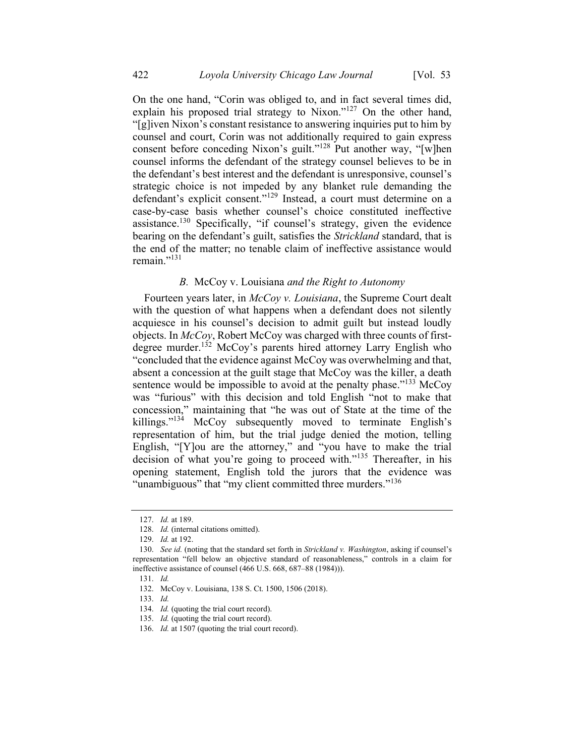On the one hand, "Corin was obliged to, and in fact several times did, explain his proposed trial strategy to Nixon."[127] On the other hand, "[g]iven Nixon's constant resistance to answering inquiries put to him by counsel and court, Corin was not additionally required to gain express consent before conceding Nixon's guilt."[128] Put another way, "[w]hen counsel informs the defendant of the strategy counsel believes to be in the defendant's best interest and the defendant is unresponsive, counsel's strategic choice is not impeded by any blanket rule demanding the defendant's explicit consent."[129] Instead, a court must determine on a case-by-case basis whether counsel's choice constituted ineffective assistance.[130] Specifically, "if counsel's strategy, given the evidence bearing on the defendant's guilt, satisfies the *Strickland* standard, that is the end of the matter; no tenable claim of ineffective assistance would remain."[131]

### *B.* McCoy v. Louisiana *and the Right to Autonomy*

Fourteen years later, in *McCoy v. Louisiana*, the Supreme Court dealt with the question of what happens when a defendant does not silently acquiesce in his counsel's decision to admit guilt but instead loudly objects. In *McCoy*, Robert McCoy was charged with three counts of first-degree murder.[132] McCoy's parents hired attorney Larry English who "concluded that the evidence against McCoy was overwhelming and that, absent a concession at the guilt stage that McCoy was the killer, a death sentence would be impossible to avoid at the penalty phase."[133] McCoy was "furious" with this decision and told English "not to make that concession," maintaining that "he was out of State at the time of the killings."[134] McCoy subsequently moved to terminate English's representation of him, but the trial judge denied the motion, telling English, "[Y]ou are the attorney," and "you have to make the trial decision of what you're going to proceed with."[135] Thereafter, in his opening statement, English told the jurors that the evidence was "unambiguous" that "my client committed three murders."[136]

---

127. *Id.* at 189.

128. *Id.* (internal citations omitted).

129. *Id.* at 192.

130. *See id.* (noting that the standard set forth in *Strickland v. Washington*, asking if counsel's representation "fell below an objective standard of reasonableness," controls in a claim for ineffective assistance of counsel (466 U.S. 668, 687–88 (1984))).

131. *Id.*

132. McCoy v. Louisiana, 138 S. Ct. 1500, 1506 (2018).

133. *Id.*

134. *Id.* (quoting the trial court record).

135. *Id.* (quoting the trial court record).

136. *Id.* at 1507 (quoting the trial court record).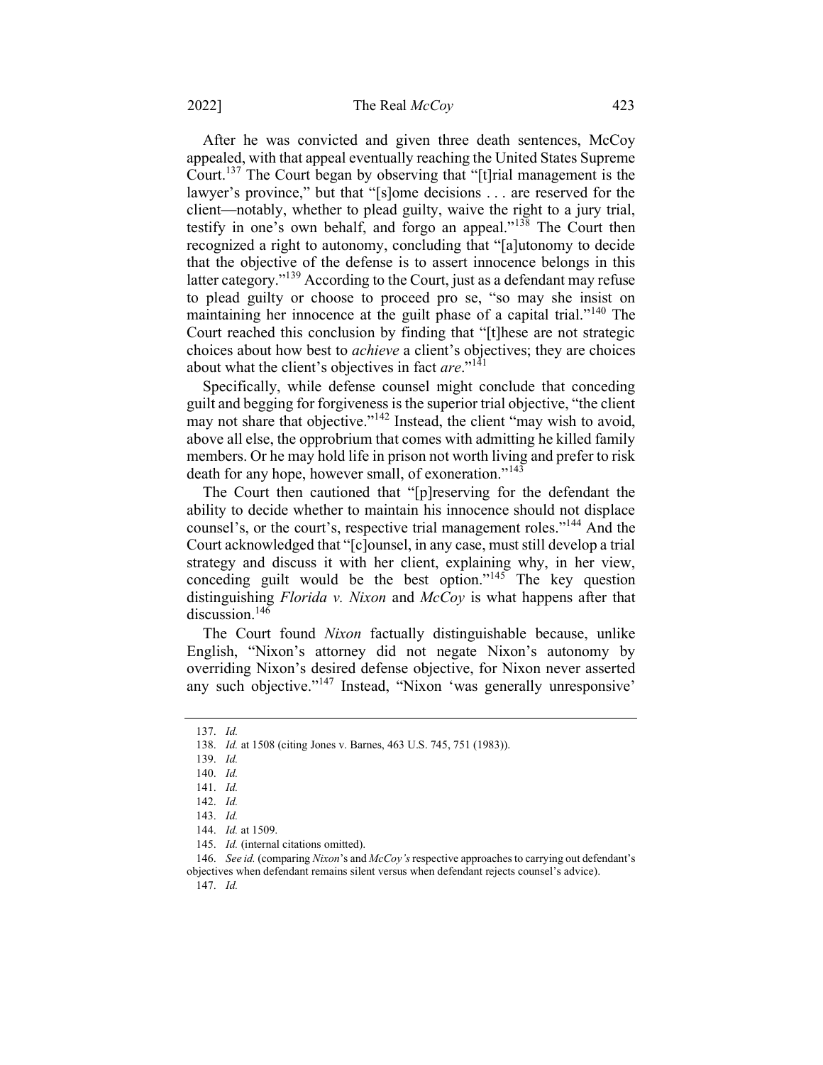After he was convicted and given three death sentences, McCoy appealed, with that appeal eventually reaching the United States Supreme Court.[137] The Court began by observing that "[t]rial management is the lawyer's province," but that "[s]ome decisions . . . are reserved for the client—notably, whether to plead guilty, waive the right to a jury trial, testify in one's own behalf, and forgo an appeal."[138] The Court then recognized a right to autonomy, concluding that "[a]utonomy to decide that the objective of the defense is to assert innocence belongs in this latter category."[139] According to the Court, just as a defendant may refuse to plead guilty or choose to proceed pro se, "so may she insist on maintaining her innocence at the guilt phase of a capital trial."[140] The Court reached this conclusion by finding that "[t]hese are not strategic choices about how best to *achieve* a client's objectives; they are choices about what the client's objectives in fact *are*."[141]

Specifically, while defense counsel might conclude that conceding guilt and begging for forgiveness is the superior trial objective, "the client may not share that objective."[142] Instead, the client "may wish to avoid, above all else, the opprobrium that comes with admitting he killed family members. Or he may hold life in prison not worth living and prefer to risk death for any hope, however small, of exoneration."[143]

The Court then cautioned that "[p]reserving for the defendant the ability to decide whether to maintain his innocence should not displace counsel's, or the court's, respective trial management roles."[144] And the Court acknowledged that "[c]ounsel, in any case, must still develop a trial strategy and discuss it with her client, explaining why, in her view, conceding guilt would be the best option."[145] The key question distinguishing *Florida v. Nixon* and *McCoy* is what happens after that discussion.[146]

The Court found *Nixon* factually distinguishable because, unlike English, "Nixon's attorney did not negate Nixon's autonomy by overriding Nixon's desired defense objective, for Nixon never asserted any such objective."[147] Instead, "Nixon 'was generally unresponsive'

---

137. *Id.*

138. *Id.* at 1508 (citing Jones v. Barnes, 463 U.S. 745, 751 (1983)).

139. *Id.*

140. *Id.*

141. *Id.*

142. *Id.*

143. *Id.*

144. *Id.* at 1509.

145. *Id.* (internal citations omitted).

146. *See id.* (comparing *Nixon*'s and *McCoy's* respective approaches to carrying out defendant's objectives when defendant remains silent versus when defendant rejects counsel's advice).

147. *Id.*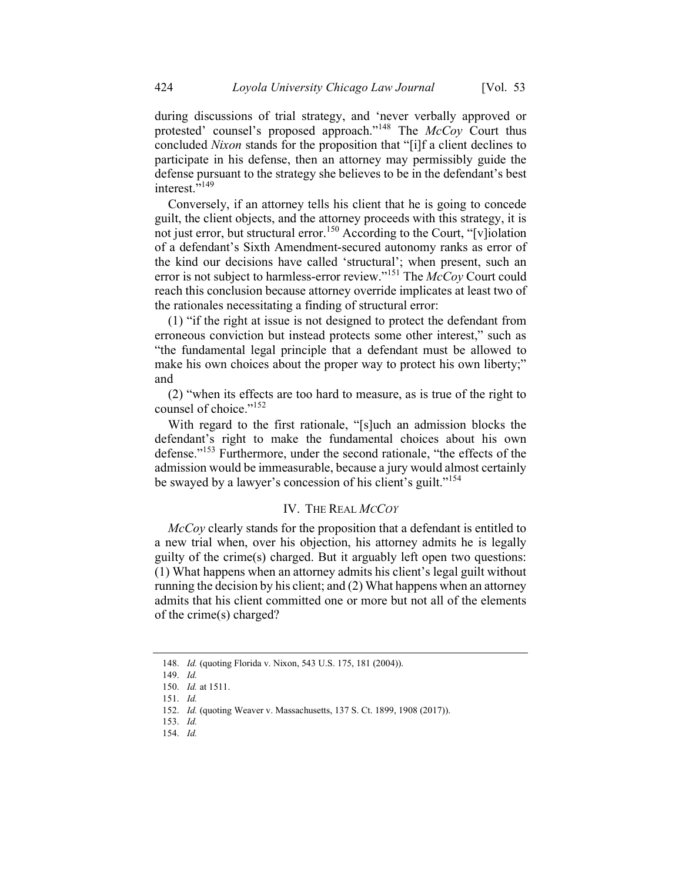during discussions of trial strategy, and 'never verbally approved or protested' counsel's proposed approach."[148] The *McCoy* Court thus concluded *Nixon* stands for the proposition that "[i]f a client declines to participate in his defense, then an attorney may permissibly guide the defense pursuant to the strategy she believes to be in the defendant's best interest."[149]

Conversely, if an attorney tells his client that he is going to concede guilt, the client objects, and the attorney proceeds with this strategy, it is not just error, but structural error.[150] According to the Court, "[v]iolation of a defendant's Sixth Amendment-secured autonomy ranks as error of the kind our decisions have called 'structural'; when present, such an error is not subject to harmless-error review."[151] The *McCoy* Court could reach this conclusion because attorney override implicates at least two of the rationales necessitating a finding of structural error:

(1) "if the right at issue is not designed to protect the defendant from erroneous conviction but instead protects some other interest," such as "the fundamental legal principle that a defendant must be allowed to make his own choices about the proper way to protect his own liberty;" and

(2) "when its effects are too hard to measure, as is true of the right to counsel of choice."[152]

With regard to the first rationale, "[s]uch an admission blocks the defendant's right to make the fundamental choices about his own defense."[153] Furthermore, under the second rationale, "the effects of the admission would be immeasurable, because a jury would almost certainly be swayed by a lawyer's concession of his client's guilt."[154]

## IV. THE REAL *MCCOY*

*McCoy* clearly stands for the proposition that a defendant is entitled to a new trial when, over his objection, his attorney admits he is legally guilty of the crime(s) charged. But it arguably left open two questions: (1) What happens when an attorney admits his client's legal guilt without running the decision by his client; and (2) What happens when an attorney admits that his client committed one or more but not all of the elements of the crime(s) charged?

---

148. *Id.* (quoting Florida v. Nixon, 543 U.S. 175, 181 (2004)).

149. *Id.*

150. *Id.* at 1511.

151. *Id.*

152. *Id.* (quoting Weaver v. Massachusetts, 137 S. Ct. 1899, 1908 (2017)).

153. *Id.*

154. *Id.*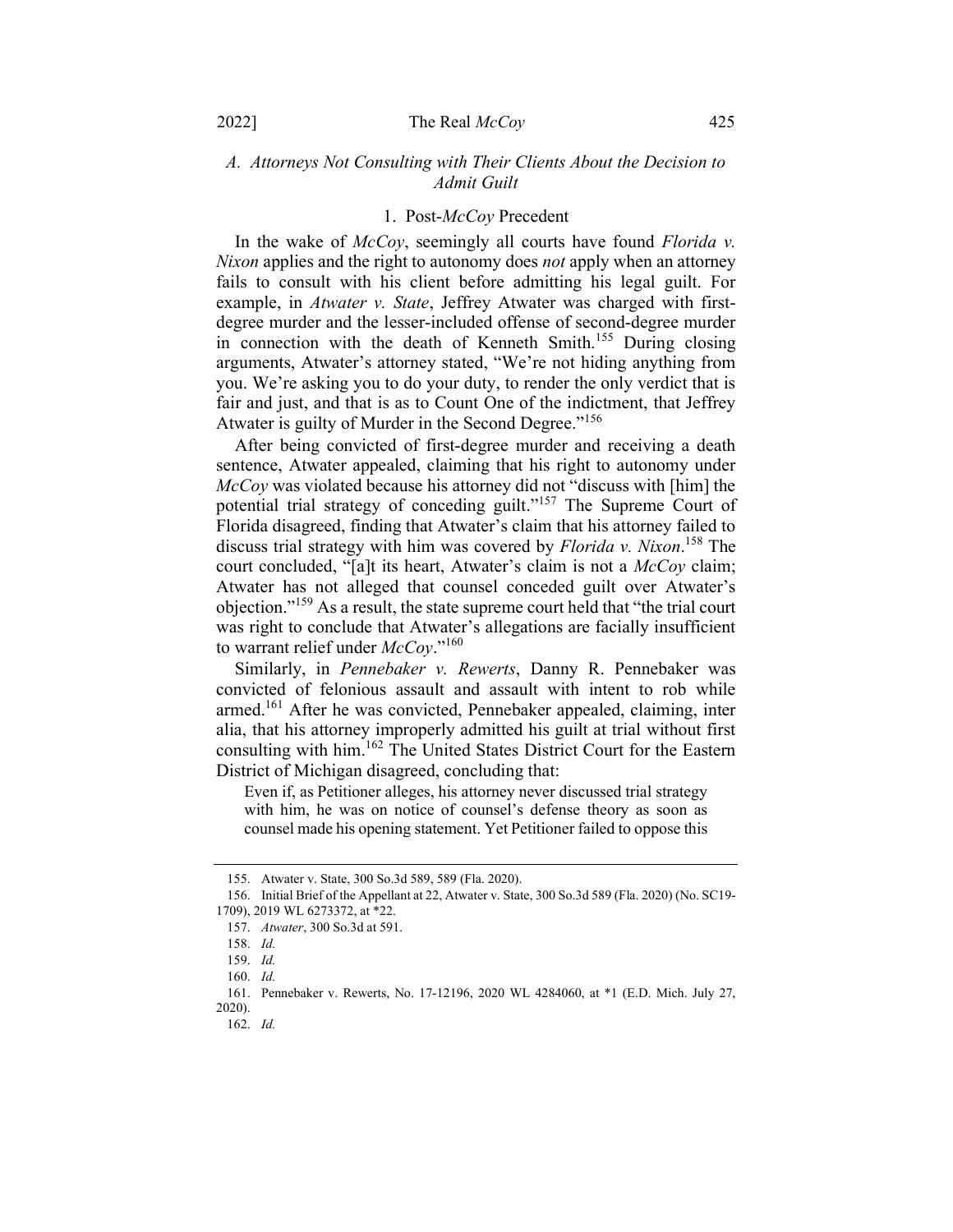### *A. Attorneys Not Consulting with Their Clients About the Decision to Admit Guilt*

#### 1. Post-*McCoy* Precedent

In the wake of *McCoy*, seemingly all courts have found *Florida v. Nixon* applies and the right to autonomy does *not* apply when an attorney fails to consult with his client before admitting his legal guilt. For example, in *Atwater v. State*, Jeffrey Atwater was charged with first-degree murder and the lesser-included offense of second-degree murder in connection with the death of Kenneth Smith.[155] During closing arguments, Atwater's attorney stated, "We're not hiding anything from you. We're asking you to do your duty, to render the only verdict that is fair and just, and that is as to Count One of the indictment, that Jeffrey Atwater is guilty of Murder in the Second Degree."[156]

After being convicted of first-degree murder and receiving a death sentence, Atwater appealed, claiming that his right to autonomy under *McCoy* was violated because his attorney did not "discuss with [him] the potential trial strategy of conceding guilt."[157] The Supreme Court of Florida disagreed, finding that Atwater's claim that his attorney failed to discuss trial strategy with him was covered by *Florida v. Nixon*.[158] The court concluded, "[a]t its heart, Atwater's claim is not a *McCoy* claim; Atwater has not alleged that counsel conceded guilt over Atwater's objection."[159] As a result, the state supreme court held that "the trial court was right to conclude that Atwater's allegations are facially insufficient to warrant relief under *McCoy*."[160]

Similarly, in *Pennebaker v. Rewerts*, Danny R. Pennebaker was convicted of felonious assault and assault with intent to rob while armed.[161] After he was convicted, Pennebaker appealed, claiming, inter alia, that his attorney improperly admitted his guilt at trial without first consulting with him.[162] The United States District Court for the Eastern District of Michigan disagreed, concluding that:

> Even if, as Petitioner alleges, his attorney never discussed trial strategy with him, he was on notice of counsel's defense theory as soon as counsel made his opening statement. Yet Petitioner failed to oppose this

---

155. Atwater v. State, 300 So.3d 589, 589 (Fla. 2020).

156. Initial Brief of the Appellant at 22, Atwater v. State, 300 So.3d 589 (Fla. 2020) (No. SC19-1709), 2019 WL 6273372, at *22.

157. *Atwater*, 300 So.3d at 591.

158. *Id.*

159. *Id.*

160. *Id.*

161. Pennebaker v. Rewerts, No. 17-12196, 2020 WL 4284060, at *1 (E.D. Mich. July 27, 2020).

162. *Id.*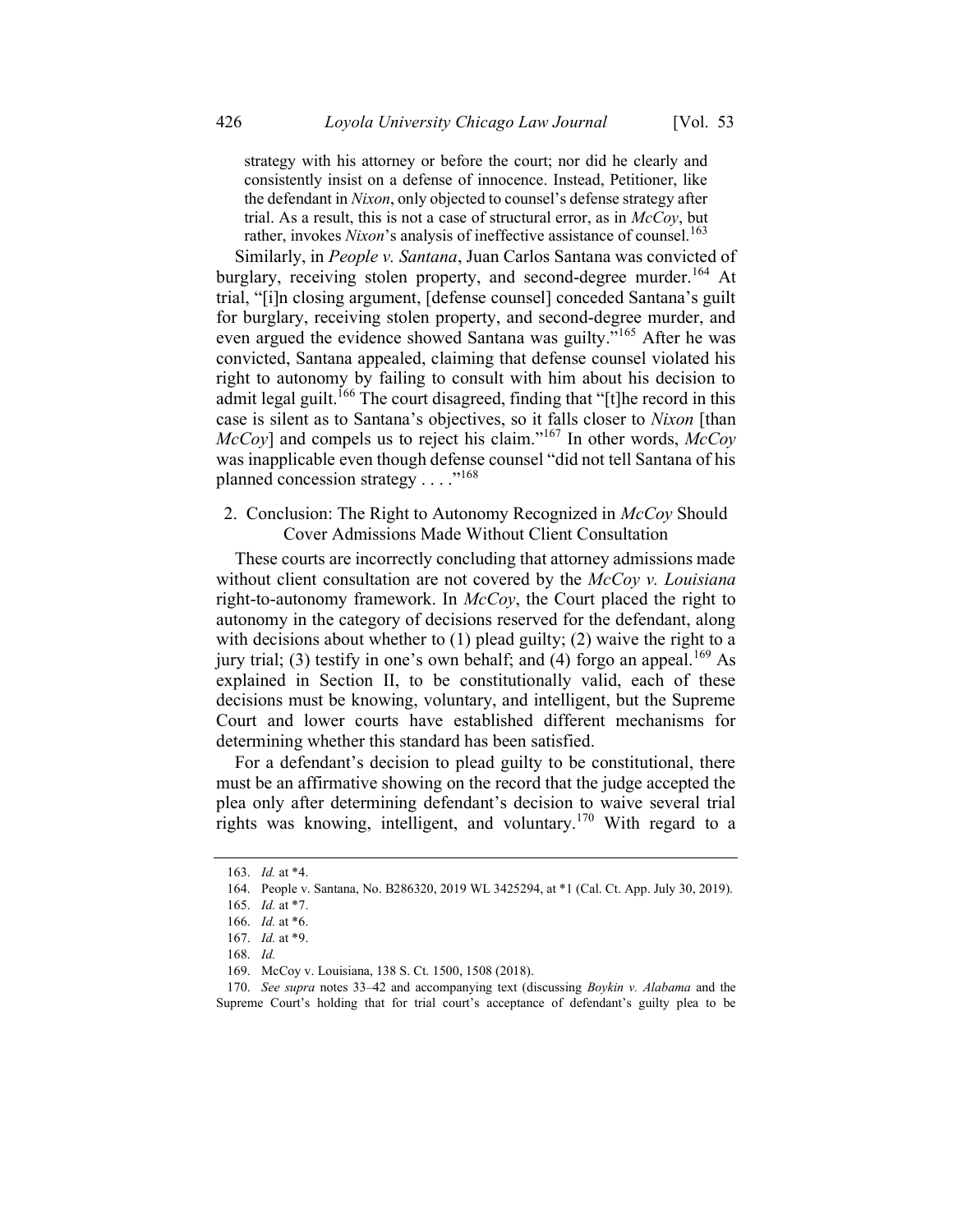> strategy with his attorney or before the court; nor did he clearly and consistently insist on a defense of innocence. Instead, Petitioner, like the defendant in *Nixon*, only objected to counsel's defense strategy after trial. As a result, this is not a case of structural error, as in *McCoy*, but rather, invokes *Nixon*'s analysis of ineffective assistance of counsel.[163]

Similarly, in *People v. Santana*, Juan Carlos Santana was convicted of burglary, receiving stolen property, and second-degree murder.[164] At trial, "[i]n closing argument, [defense counsel] conceded Santana's guilt for burglary, receiving stolen property, and second-degree murder, and even argued the evidence showed Santana was guilty."[165] After he was convicted, Santana appealed, claiming that defense counsel violated his right to autonomy by failing to consult with him about his decision to admit legal guilt.[166] The court disagreed, finding that "[t]he record in this case is silent as to Santana's objectives, so it falls closer to *Nixon* [than *McCoy*] and compels us to reject his claim."[167] In other words, *McCoy* was inapplicable even though defense counsel "did not tell Santana of his planned concession strategy . . . ."[168]

### 2. Conclusion: The Right to Autonomy Recognized in *McCoy* Should Cover Admissions Made Without Client Consultation

These courts are incorrectly concluding that attorney admissions made without client consultation are not covered by the *McCoy v. Louisiana* right-to-autonomy framework. In *McCoy*, the Court placed the right to autonomy in the category of decisions reserved for the defendant, along with decisions about whether to (1) plead guilty; (2) waive the right to a jury trial; (3) testify in one's own behalf; and (4) forgo an appeal.[169] As explained in Section II, to be constitutionally valid, each of these decisions must be knowing, voluntary, and intelligent, but the Supreme Court and lower courts have established different mechanisms for determining whether this standard has been satisfied.

For a defendant's decision to plead guilty to be constitutional, there must be an affirmative showing on the record that the judge accepted the plea only after determining defendant's decision to waive several trial rights was knowing, intelligent, and voluntary.[170] With regard to a

---

163. *Id.* at *4.

164. People v. Santana, No. B286320, 2019 WL 3425294, at *1 (Cal. Ct. App. July 30, 2019).

165. *Id.* at *7.

166. *Id.* at *6.

167. *Id.* at *9.

168. *Id.*

169. McCoy v. Louisiana, 138 S. Ct. 1500, 1508 (2018).

170. *See supra* notes 33–42 and accompanying text (discussing *Boykin v. Alabama* and the Supreme Court's holding that for trial court's acceptance of defendant's guilty plea to be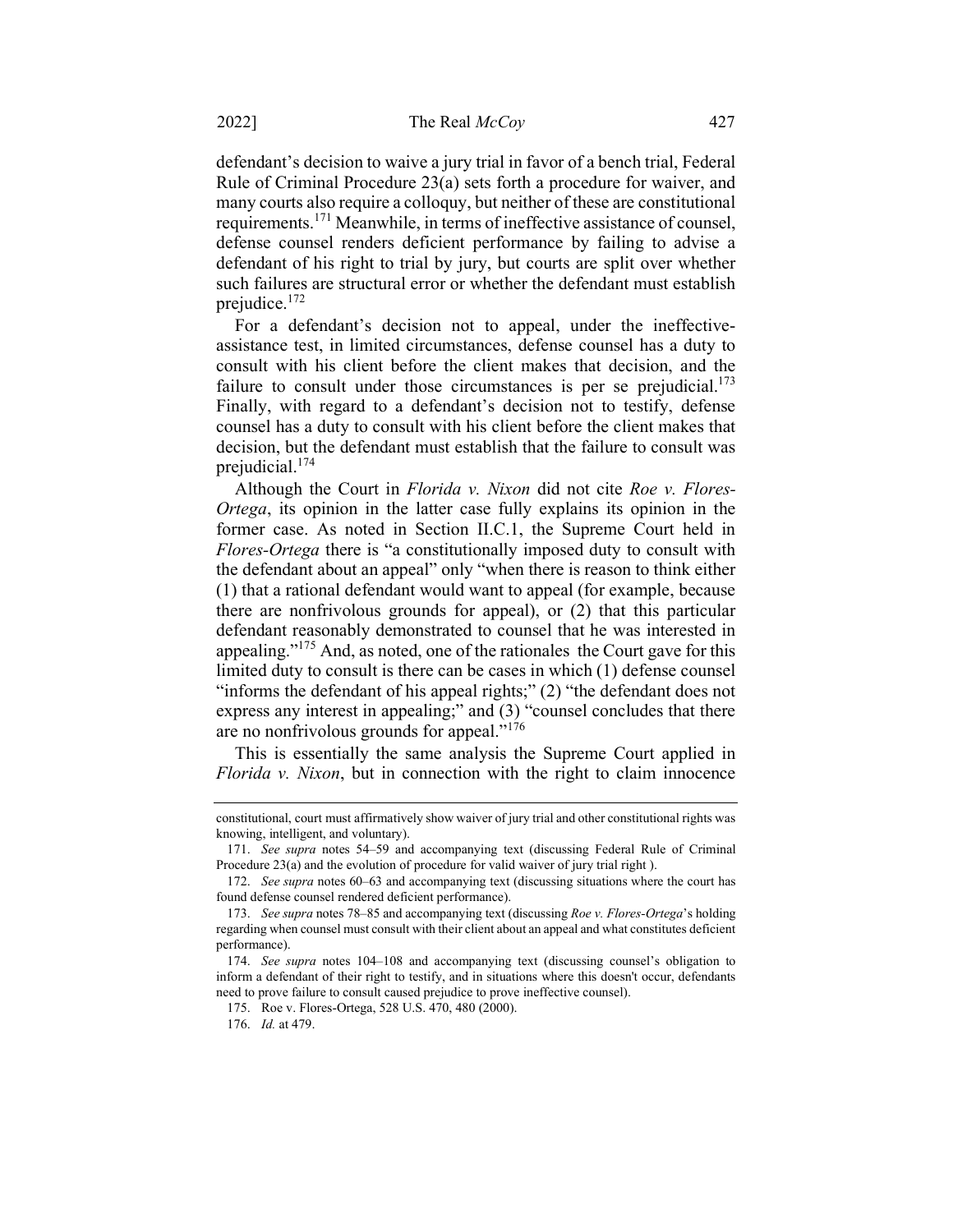defendant's decision to waive a jury trial in favor of a bench trial, Federal Rule of Criminal Procedure 23(a) sets forth a procedure for waiver, and many courts also require a colloquy, but neither of these are constitutional requirements.[171] Meanwhile, in terms of ineffective assistance of counsel, defense counsel renders deficient performance by failing to advise a defendant of his right to trial by jury, but courts are split over whether such failures are structural error or whether the defendant must establish prejudice.[172]

For a defendant's decision not to appeal, under the ineffective-assistance test, in limited circumstances, defense counsel has a duty to consult with his client before the client makes that decision, and the failure to consult under those circumstances is per se prejudicial.[173] Finally, with regard to a defendant's decision not to testify, defense counsel has a duty to consult with his client before the client makes that decision, but the defendant must establish that the failure to consult was prejudicial.[174]

Although the Court in *Florida v. Nixon* did not cite *Roe v. Flores-Ortega*, its opinion in the latter case fully explains its opinion in the former case. As noted in Section II.C.1, the Supreme Court held in *Flores-Ortega* there is "a constitutionally imposed duty to consult with the defendant about an appeal" only "when there is reason to think either (1) that a rational defendant would want to appeal (for example, because there are nonfrivolous grounds for appeal), or (2) that this particular defendant reasonably demonstrated to counsel that he was interested in appealing."[175] And, as noted, one of the rationales the Court gave for this limited duty to consult is there can be cases in which (1) defense counsel "informs the defendant of his appeal rights;" (2) "the defendant does not express any interest in appealing;" and (3) "counsel concludes that there are no nonfrivolous grounds for appeal."[176]

This is essentially the same analysis the Supreme Court applied in *Florida v. Nixon*, but in connection with the right to claim innocence

---

constitutional, court must affirmatively show waiver of jury trial and other constitutional rights was knowing, intelligent, and voluntary).

171. *See supra* notes 54–59 and accompanying text (discussing Federal Rule of Criminal Procedure 23(a) and the evolution of procedure for valid waiver of jury trial right ).

172. *See supra* notes 60–63 and accompanying text (discussing situations where the court has found defense counsel rendered deficient performance).

173. *See supra* notes 78–85 and accompanying text (discussing *Roe v. Flores-Ortega*'s holding regarding when counsel must consult with their client about an appeal and what constitutes deficient performance).

174. *See supra* notes 104–108 and accompanying text (discussing counsel's obligation to inform a defendant of their right to testify, and in situations where this doesn't occur, defendants need to prove failure to consult caused prejudice to prove ineffective counsel).

175. Roe v. Flores-Ortega, 528 U.S. 470, 480 (2000).

176. *Id.* at 479.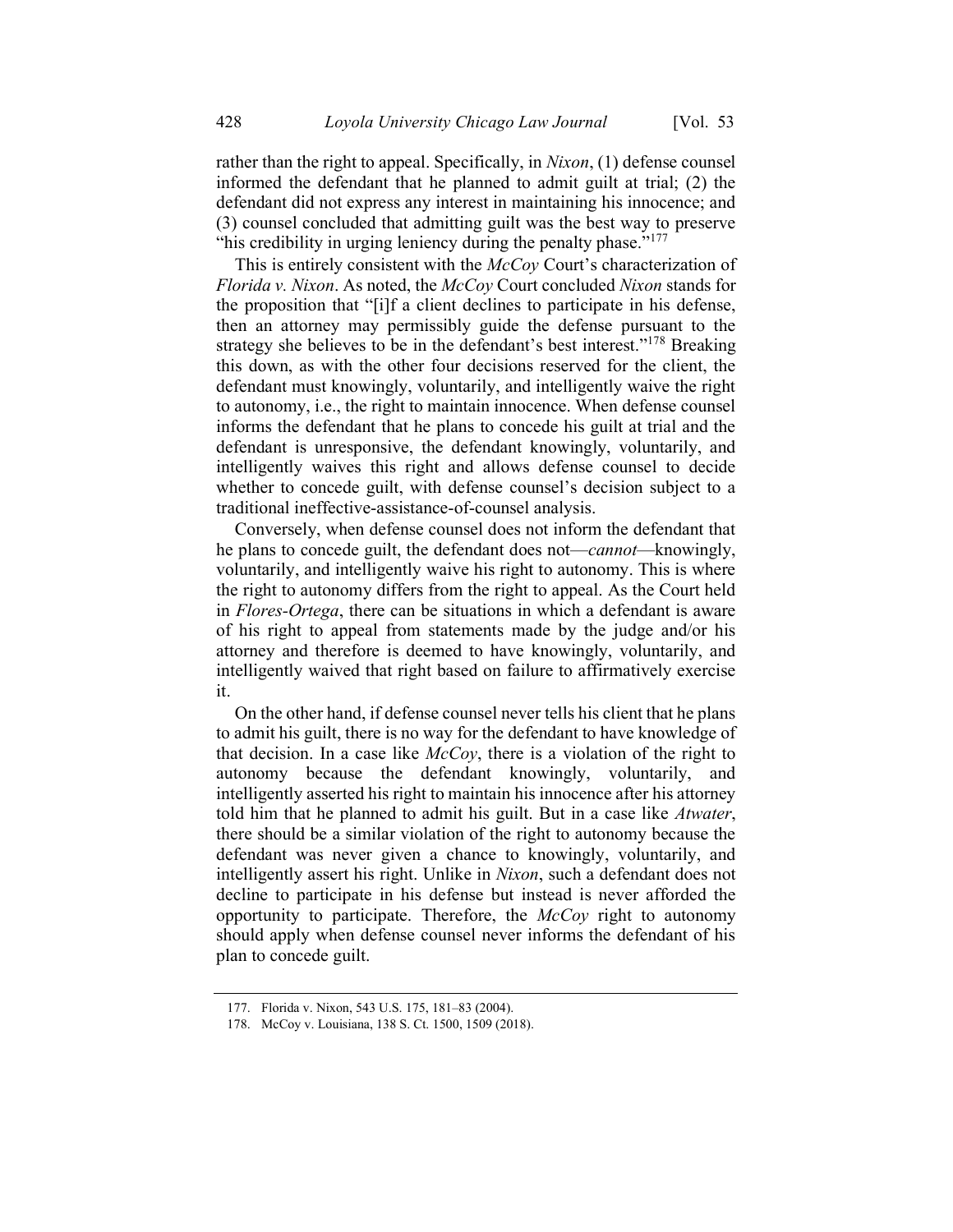rather than the right to appeal. Specifically, in *Nixon*, (1) defense counsel informed the defendant that he planned to admit guilt at trial; (2) the defendant did not express any interest in maintaining his innocence; and (3) counsel concluded that admitting guilt was the best way to preserve "his credibility in urging leniency during the penalty phase."[177]

This is entirely consistent with the *McCoy* Court's characterization of *Florida v. Nixon*. As noted, the *McCoy* Court concluded *Nixon* stands for the proposition that "[i]f a client declines to participate in his defense, then an attorney may permissibly guide the defense pursuant to the strategy she believes to be in the defendant's best interest."[178] Breaking this down, as with the other four decisions reserved for the client, the defendant must knowingly, voluntarily, and intelligently waive the right to autonomy, i.e., the right to maintain innocence. When defense counsel informs the defendant that he plans to concede his guilt at trial and the defendant is unresponsive, the defendant knowingly, voluntarily, and intelligently waives this right and allows defense counsel to decide whether to concede guilt, with defense counsel's decision subject to a traditional ineffective-assistance-of-counsel analysis.

Conversely, when defense counsel does not inform the defendant that he plans to concede guilt, the defendant does not—*cannot*—knowingly, voluntarily, and intelligently waive his right to autonomy. This is where the right to autonomy differs from the right to appeal. As the Court held in *Flores-Ortega*, there can be situations in which a defendant is aware of his right to appeal from statements made by the judge and/or his attorney and therefore is deemed to have knowingly, voluntarily, and intelligently waived that right based on failure to affirmatively exercise it.

On the other hand, if defense counsel never tells his client that he plans to admit his guilt, there is no way for the defendant to have knowledge of that decision. In a case like *McCoy*, there is a violation of the right to autonomy because the defendant knowingly, voluntarily, and intelligently asserted his right to maintain his innocence after his attorney told him that he planned to admit his guilt. But in a case like *Atwater*, there should be a similar violation of the right to autonomy because the defendant was never given a chance to knowingly, voluntarily, and intelligently assert his right. Unlike in *Nixon*, such a defendant does not decline to participate in his defense but instead is never afforded the opportunity to participate. Therefore, the *McCoy* right to autonomy should apply when defense counsel never informs the defendant of his plan to concede guilt.

---

177. Florida v. Nixon, 543 U.S. 175, 181–83 (2004).

178. McCoy v. Louisiana, 138 S. Ct. 1500, 1509 (2018).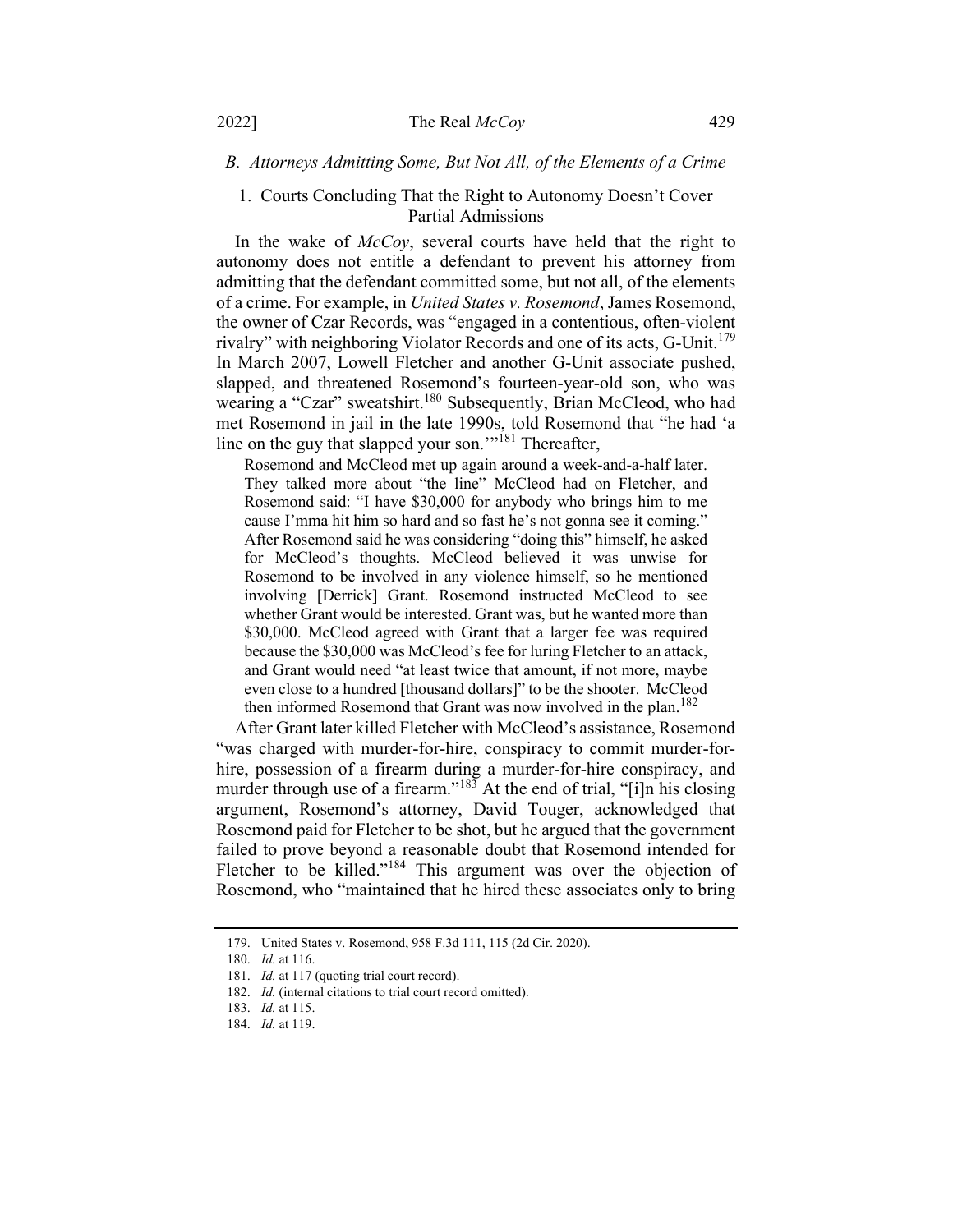### *B. Attorneys Admitting Some, But Not All, of the Elements of a Crime*

#### 1. Courts Concluding That the Right to Autonomy Doesn't Cover Partial Admissions

In the wake of *McCoy*, several courts have held that the right to autonomy does not entitle a defendant to prevent his attorney from admitting that the defendant committed some, but not all, of the elements of a crime. For example, in *United States v. Rosemond*, James Rosemond, the owner of Czar Records, was "engaged in a contentious, often-violent rivalry" with neighboring Violator Records and one of its acts, G-Unit.[179] In March 2007, Lowell Fletcher and another G-Unit associate pushed, slapped, and threatened Rosemond's fourteen-year-old son, who was wearing a "Czar" sweatshirt.[180] Subsequently, Brian McCleod, who had met Rosemond in jail in the late 1990s, told Rosemond that "he had 'a line on the guy that slapped your son.'"[181] Thereafter,

> Rosemond and McCleod met up again around a week-and-a-half later. They talked more about "the line" McCleod had on Fletcher, and Rosemond said: "I have $30,000 for anybody who brings him to me cause I'mma hit him so hard and so fast he's not gonna see it coming." After Rosemond said he was considering "doing this" himself, he asked for McCleod's thoughts. McCleod believed it was unwise for Rosemond to be involved in any violence himself, so he mentioned involving [Derrick] Grant. Rosemond instructed McCleod to see whether Grant would be interested. Grant was, but he wanted more than $30,000. McCleod agreed with Grant that a larger fee was required because the $30,000 was McCleod's fee for luring Fletcher to an attack, and Grant would need "at least twice that amount, if not more, maybe even close to a hundred [thousand dollars]" to be the shooter. McCleod then informed Rosemond that Grant was now involved in the plan.[182]

After Grant later killed Fletcher with McCleod's assistance, Rosemond "was charged with murder-for-hire, conspiracy to commit murder-for-hire, possession of a firearm during a murder-for-hire conspiracy, and murder through use of a firearm."[183] At the end of trial, "[i]n his closing argument, Rosemond's attorney, David Touger, acknowledged that Rosemond paid for Fletcher to be shot, but he argued that the government failed to prove beyond a reasonable doubt that Rosemond intended for Fletcher to be killed."[184] This argument was over the objection of Rosemond, who "maintained that he hired these associates only to bring

---

179. United States v. Rosemond, 958 F.3d 111, 115 (2d Cir. 2020).

180. *Id.* at 116.

181. *Id.* at 117 (quoting trial court record).

182. *Id.* (internal citations to trial court record omitted).

183. *Id.* at 115.

184. *Id.* at 119.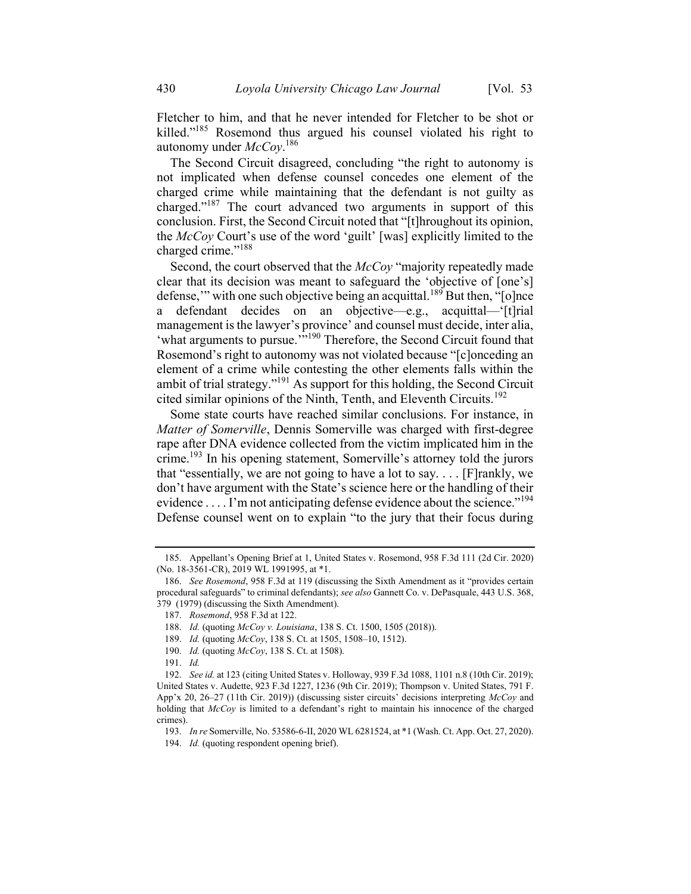Fletcher to him, and that he never intended for Fletcher to be shot or killed."[185] Rosemond thus argued his counsel violated his right to autonomy under *McCoy*.[186]

The Second Circuit disagreed, concluding "the right to autonomy is not implicated when defense counsel concedes one element of the charged crime while maintaining that the defendant is not guilty as charged."[187] The court advanced two arguments in support of this conclusion. First, the Second Circuit noted that "[t]hroughout its opinion, the *McCoy* Court's use of the word 'guilt' [was] explicitly limited to the charged crime."[188]

Second, the court observed that the *McCoy* "majority repeatedly made clear that its decision was meant to safeguard the 'objective of [one's] defense,'" with one such objective being an acquittal.[189] But then, "[o]nce a defendant decides on an objective—e.g., acquittal—'[t]rial management is the lawyer's province' and counsel must decide, inter alia, 'what arguments to pursue.'"[190] Therefore, the Second Circuit found that Rosemond's right to autonomy was not violated because "[c]onceding an element of a crime while contesting the other elements falls within the ambit of trial strategy."[191] As support for this holding, the Second Circuit cited similar opinions of the Ninth, Tenth, and Eleventh Circuits.[192]

Some state courts have reached similar conclusions. For instance, in *Matter of Somerville*, Dennis Somerville was charged with first-degree rape after DNA evidence collected from the victim implicated him in the crime.[193] In his opening statement, Somerville's attorney told the jurors that "essentially, we are not going to have a lot to say. . . . [F]rankly, we don't have argument with the State's science here or the handling of their evidence . . . . I'm not anticipating defense evidence about the science."[194] Defense counsel went on to explain "to the jury that their focus during

---

185. Appellant's Opening Brief at 1, United States v. Rosemond, 958 F.3d 111 (2d Cir. 2020) (No. 18-3561-CR), 2019 WL 1991995, at *1.

186. *See Rosemond*, 958 F.3d at 119 (discussing the Sixth Amendment as it "provides certain procedural safeguards" to criminal defendants); *see also* Gannett Co. v. DePasquale, 443 U.S. 368, 379 (1979) (discussing the Sixth Amendment).

187. *Rosemond*, 958 F.3d at 122.

188. *Id.* (quoting *McCoy v. Louisiana*, 138 S. Ct. 1500, 1505 (2018)).

189. *Id.* (quoting *McCoy*, 138 S. Ct. at 1505, 1508–10, 1512).

190. *Id.* (quoting *McCoy*, 138 S. Ct. at 1508).

191. *Id.*

192. *See id.* at 123 (citing United States v. Holloway, 939 F.3d 1088, 1101 n.8 (10th Cir. 2019); United States v. Audette, 923 F.3d 1227, 1236 (9th Cir. 2019); Thompson v. United States, 791 F. App'x 20, 26–27 (11th Cir. 2019)) (discussing sister circuits' decisions interpreting *McCoy* and holding that *McCoy* is limited to a defendant's right to maintain his innocence of the charged crimes).

193. *In re* Somerville, No. 53586-6-II, 2020 WL 6281524, at *1 (Wash. Ct. App. Oct. 27, 2020).

194. *Id.* (quoting respondent opening brief).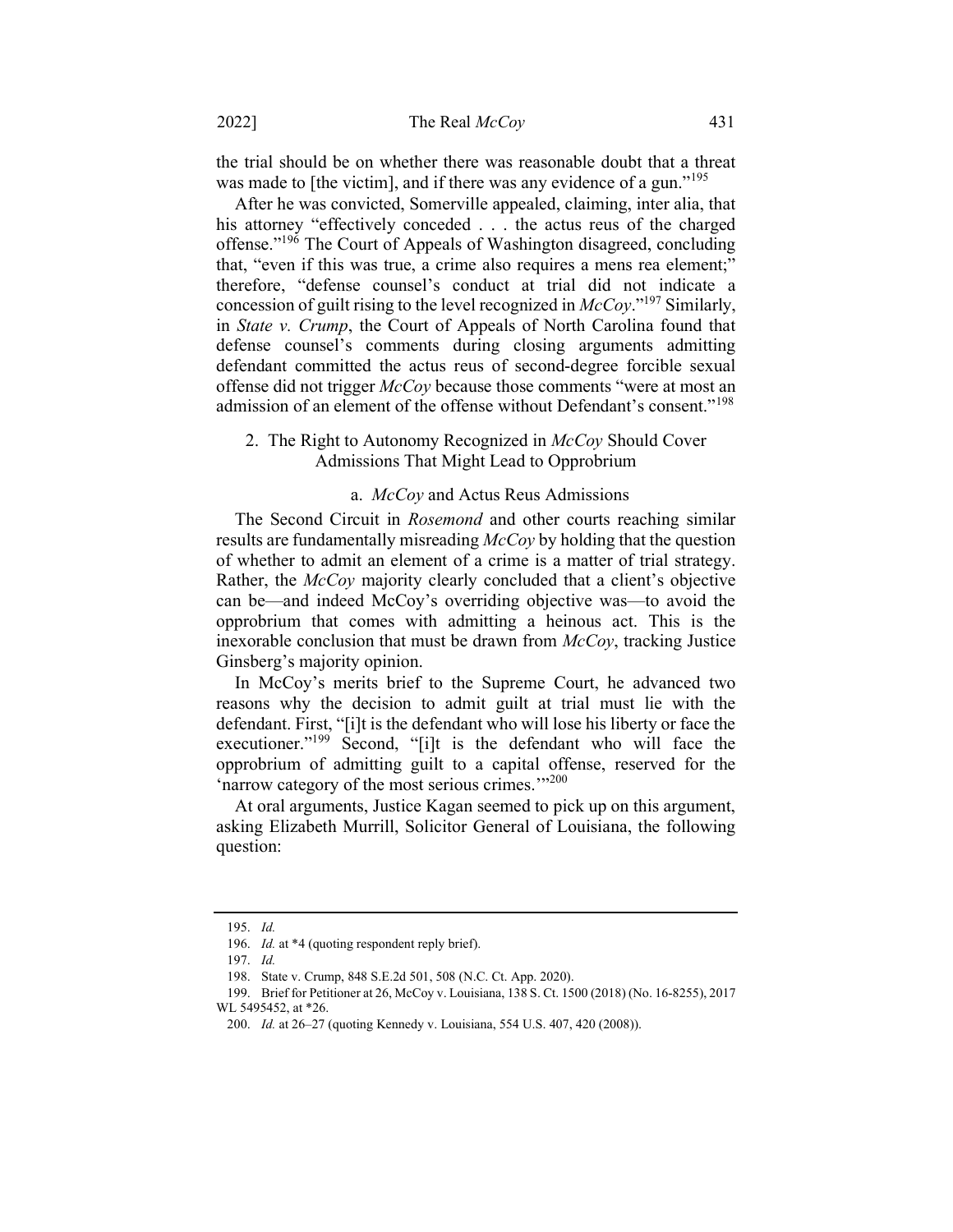the trial should be on whether there was reasonable doubt that a threat was made to [the victim], and if there was any evidence of a gun."[195]

After he was convicted, Somerville appealed, claiming, inter alia, that his attorney "effectively conceded . . . the actus reus of the charged offense."[196] The Court of Appeals of Washington disagreed, concluding that, "even if this was true, a crime also requires a mens rea element;" therefore, "defense counsel's conduct at trial did not indicate a concession of guilt rising to the level recognized in *McCoy*."[197] Similarly, in *State v. Crump*, the Court of Appeals of North Carolina found that defense counsel's comments during closing arguments admitting defendant committed the actus reus of second-degree forcible sexual offense did not trigger *McCoy* because those comments "were at most an admission of an element of the offense without Defendant's consent."[198]

### 2. The Right to Autonomy Recognized in *McCoy* Should Cover Admissions That Might Lead to Opprobrium

#### a. *McCoy* and Actus Reus Admissions

The Second Circuit in *Rosemond* and other courts reaching similar results are fundamentally misreading *McCoy* by holding that the question of whether to admit an element of a crime is a matter of trial strategy. Rather, the *McCoy* majority clearly concluded that a client's objective can be—and indeed McCoy's overriding objective was—to avoid the opprobrium that comes with admitting a heinous act. This is the inexorable conclusion that must be drawn from *McCoy*, tracking Justice Ginsberg's majority opinion.

In McCoy's merits brief to the Supreme Court, he advanced two reasons why the decision to admit guilt at trial must lie with the defendant. First, "[i]t is the defendant who will lose his liberty or face the executioner."[199] Second, "[i]t is the defendant who will face the opprobrium of admitting guilt to a capital offense, reserved for the 'narrow category of the most serious crimes.'"[200]

At oral arguments, Justice Kagan seemed to pick up on this argument, asking Elizabeth Murrill, Solicitor General of Louisiana, the following question:

---

195. *Id.*

196. *Id.* at *4 (quoting respondent reply brief).

197. *Id.*

198. State v. Crump, 848 S.E.2d 501, 508 (N.C. Ct. App. 2020).

199. Brief for Petitioner at 26, McCoy v. Louisiana, 138 S. Ct. 1500 (2018) (No. 16-8255), 2017 WL 5495452, at *26.

200. *Id.* at 26–27 (quoting Kennedy v. Louisiana, 554 U.S. 407, 420 (2008)).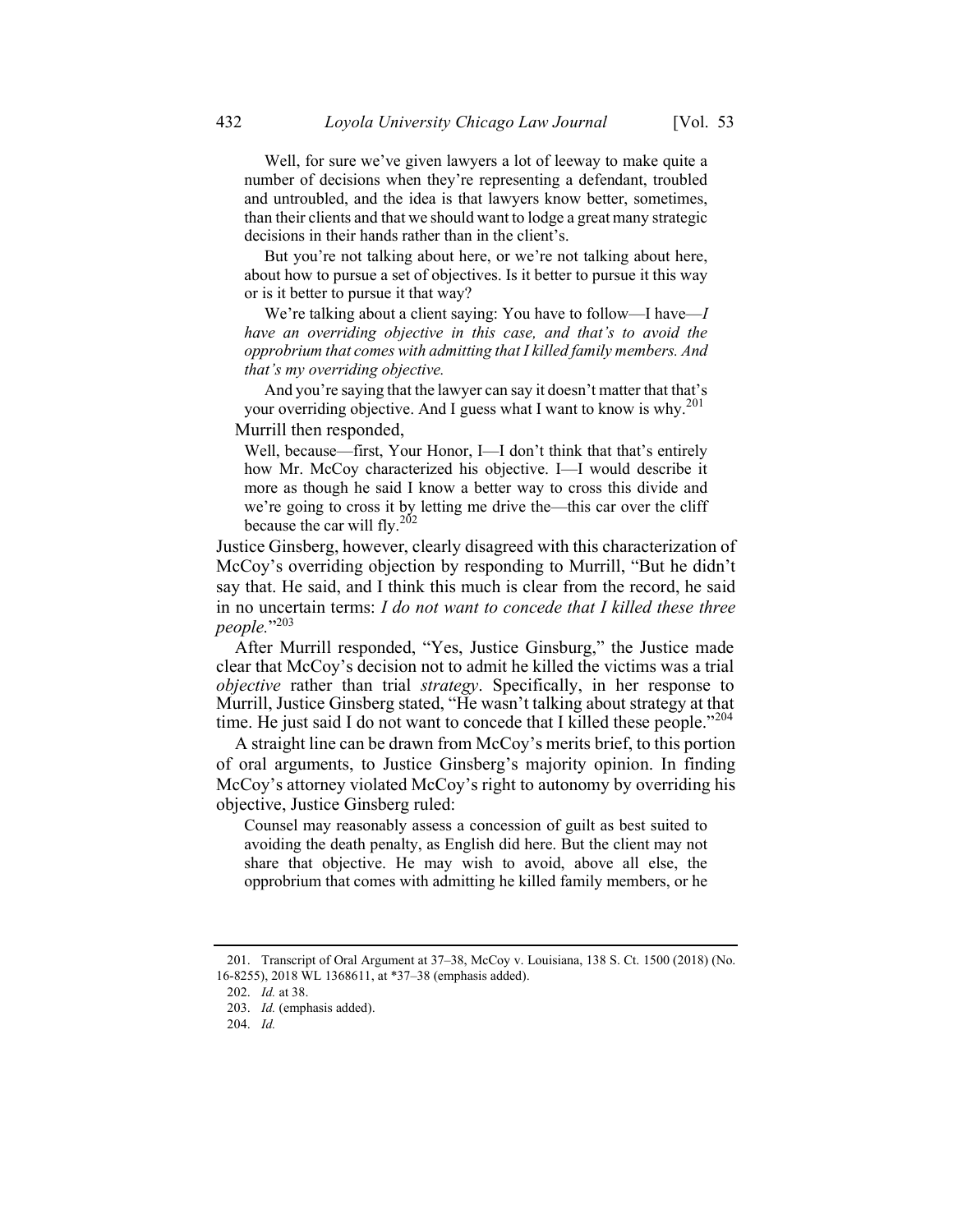> Well, for sure we've given lawyers a lot of leeway to make quite a number of decisions when they're representing a defendant, troubled and untroubled, and the idea is that lawyers know better, sometimes, than their clients and that we should want to lodge a great many strategic decisions in their hands rather than in the client's.
>
> But you're not talking about here, or we're not talking about here, about how to pursue a set of objectives. Is it better to pursue it this way or is it better to pursue it that way?
>
> We're talking about a client saying: You have to follow—I have—*I have an overriding objective in this case, and that's to avoid the opprobrium that comes with admitting that I killed family members. And that's my overriding objective.*
>
> And you're saying that the lawyer can say it doesn't matter that that's your overriding objective. And I guess what I want to know is why.[201]

Murrill then responded,

> Well, because—first, Your Honor, I—I don't think that that's entirely how Mr. McCoy characterized his objective. I—I would describe it more as though he said I know a better way to cross this divide and we're going to cross it by letting me drive the—this car over the cliff because the car will fly.[202]

Justice Ginsberg, however, clearly disagreed with this characterization of McCoy's overriding objection by responding to Murrill, "But he didn't say that. He said, and I think this much is clear from the record, he said in no uncertain terms: *I do not want to concede that I killed these three people.*"[203]

After Murrill responded, "Yes, Justice Ginsburg," the Justice made clear that McCoy's decision not to admit he killed the victims was a trial *objective* rather than trial *strategy*. Specifically, in her response to Murrill, Justice Ginsberg stated, "He wasn't talking about strategy at that time. He just said I do not want to concede that I killed these people."[204]

A straight line can be drawn from McCoy's merits brief, to this portion of oral arguments, to Justice Ginsberg's majority opinion. In finding McCoy's attorney violated McCoy's right to autonomy by overriding his objective, Justice Ginsberg ruled:

> Counsel may reasonably assess a concession of guilt as best suited to avoiding the death penalty, as English did here. But the client may not share that objective. He may wish to avoid, above all else, the opprobrium that comes with admitting he killed family members, or he

---

201. Transcript of Oral Argument at 37–38, McCoy v. Louisiana, 138 S. Ct. 1500 (2018) (No. 16-8255), 2018 WL 1368611, at *37–38 (emphasis added).

202. *Id.* at 38.

203. *Id.* (emphasis added).

204. *Id.*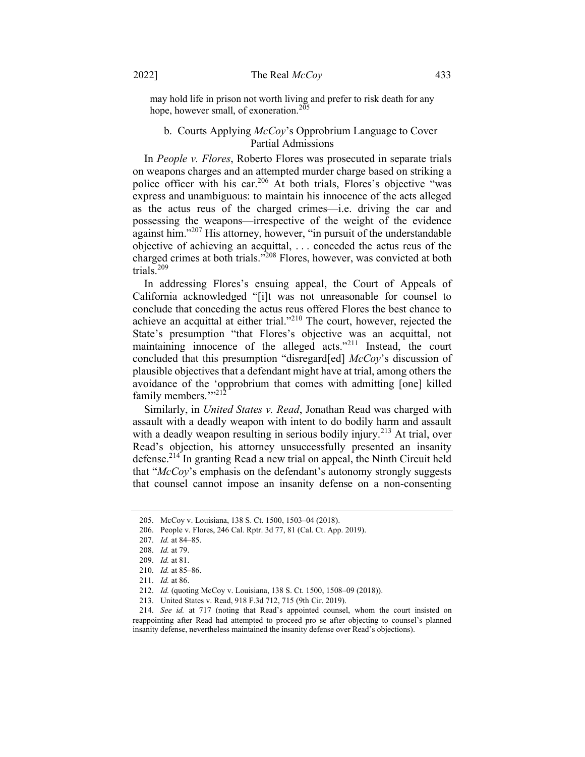may hold life in prison not worth living and prefer to risk death for any hope, however small, of exoneration.[205]

### b. Courts Applying *McCoy*'s Opprobrium Language to Cover Partial Admissions

In *People v. Flores*, Roberto Flores was prosecuted in separate trials on weapons charges and an attempted murder charge based on striking a police officer with his car.[206] At both trials, Flores's objective "was express and unambiguous: to maintain his innocence of the acts alleged as the actus reus of the charged crimes—i.e. driving the car and possessing the weapons—irrespective of the weight of the evidence against him."[207] His attorney, however, "in pursuit of the understandable objective of achieving an acquittal, . . . conceded the actus reus of the charged crimes at both trials."[208] Flores, however, was convicted at both trials.[209]

In addressing Flores's ensuing appeal, the Court of Appeals of California acknowledged "[i]t was not unreasonable for counsel to conclude that conceding the actus reus offered Flores the best chance to achieve an acquittal at either trial."[210] The court, however, rejected the State's presumption "that Flores's objective was an acquittal, not maintaining innocence of the alleged acts."[211] Instead, the court concluded that this presumption "disregard[ed] *McCoy*'s discussion of plausible objectives that a defendant might have at trial, among others the avoidance of the 'opprobrium that comes with admitting [one] killed family members.'"[212]

Similarly, in *United States v. Read*, Jonathan Read was charged with assault with a deadly weapon with intent to do bodily harm and assault with a deadly weapon resulting in serious bodily injury.[213] At trial, over Read's objection, his attorney unsuccessfully presented an insanity defense.[214] In granting Read a new trial on appeal, the Ninth Circuit held that "*McCoy*'s emphasis on the defendant's autonomy strongly suggests that counsel cannot impose an insanity defense on a non-consenting

---

205. McCoy v. Louisiana, 138 S. Ct. 1500, 1503–04 (2018).

206. People v. Flores, 246 Cal. Rptr. 3d 77, 81 (Cal. Ct. App. 2019).

207. *Id.* at 84–85.

208. *Id.* at 79.

209. *Id.* at 81.

210. *Id.* at 85–86.

211. *Id.* at 86.

212. *Id.* (quoting McCoy v. Louisiana, 138 S. Ct. 1500, 1508–09 (2018)).

213. United States v. Read, 918 F.3d 712, 715 (9th Cir. 2019).

214. *See id.* at 717 (noting that Read's appointed counsel, whom the court insisted on reappointing after Read had attempted to proceed pro se after objecting to counsel's planned insanity defense, nevertheless maintained the insanity defense over Read's objections).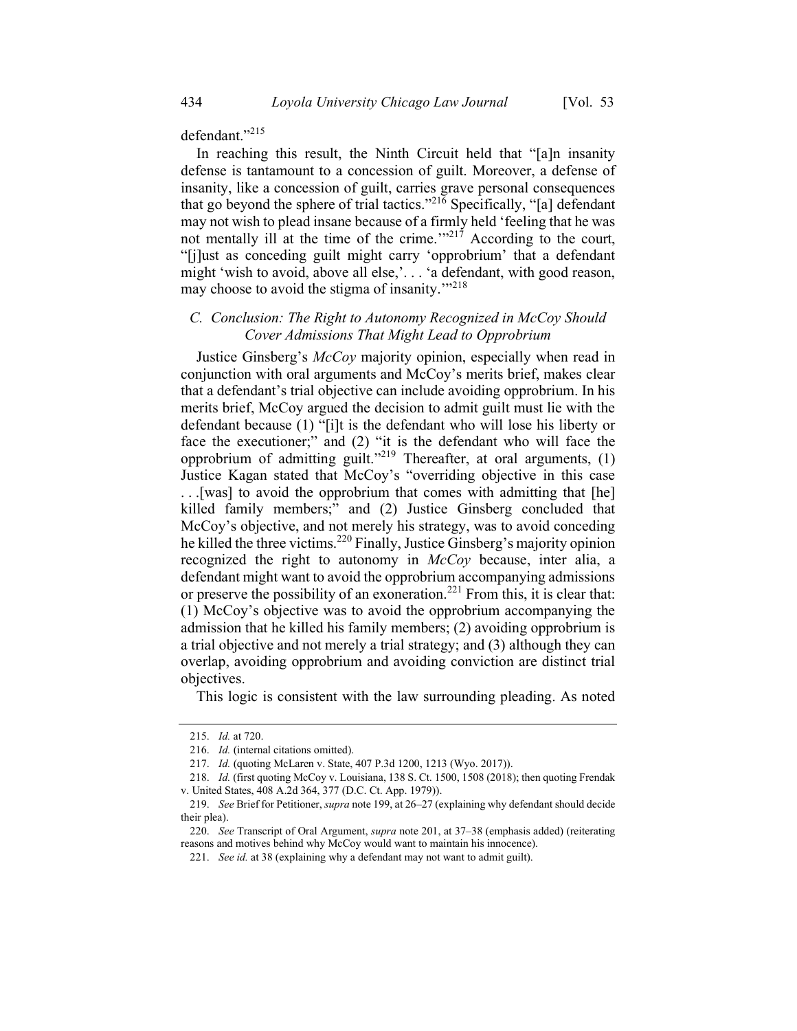defendant."[215]

In reaching this result, the Ninth Circuit held that "[a]n insanity defense is tantamount to a concession of guilt. Moreover, a defense of insanity, like a concession of guilt, carries grave personal consequences that go beyond the sphere of trial tactics."[216] Specifically, "[a] defendant may not wish to plead insane because of a firmly held 'feeling that he was not mentally ill at the time of the crime.'"[217] According to the court, "[j]ust as conceding guilt might carry 'opprobrium' that a defendant might 'wish to avoid, above all else,'. . . 'a defendant, with good reason, may choose to avoid the stigma of insanity.'"[218]

### *C. Conclusion: The Right to Autonomy Recognized in McCoy Should Cover Admissions That Might Lead to Opprobrium*

Justice Ginsberg's *McCoy* majority opinion, especially when read in conjunction with oral arguments and McCoy's merits brief, makes clear that a defendant's trial objective can include avoiding opprobrium. In his merits brief, McCoy argued the decision to admit guilt must lie with the defendant because (1) "[i]t is the defendant who will lose his liberty or face the executioner;" and (2) "it is the defendant who will face the opprobrium of admitting guilt."[219] Thereafter, at oral arguments, (1) Justice Kagan stated that McCoy's "overriding objective in this case . . .[was] to avoid the opprobrium that comes with admitting that [he] killed family members;" and (2) Justice Ginsberg concluded that McCoy's objective, and not merely his strategy, was to avoid conceding he killed the three victims.[220] Finally, Justice Ginsberg's majority opinion recognized the right to autonomy in *McCoy* because, inter alia, a defendant might want to avoid the opprobrium accompanying admissions or preserve the possibility of an exoneration.[221] From this, it is clear that: (1) McCoy's objective was to avoid the opprobrium accompanying the admission that he killed his family members; (2) avoiding opprobrium is a trial objective and not merely a trial strategy; and (3) although they can overlap, avoiding opprobrium and avoiding conviction are distinct trial objectives.

This logic is consistent with the law surrounding pleading. As noted

---

215. *Id.* at 720.

216. *Id.* (internal citations omitted).

217. *Id.* (quoting McLaren v. State, 407 P.3d 1200, 1213 (Wyo. 2017)).

218. *Id.* (first quoting McCoy v. Louisiana, 138 S. Ct. 1500, 1508 (2018); then quoting Frendak v. United States, 408 A.2d 364, 377 (D.C. Ct. App. 1979)).

219. *See* Brief for Petitioner, *supra* note 199, at 26–27 (explaining why defendant should decide their plea).

220. *See* Transcript of Oral Argument, *supra* note 201, at 37–38 (emphasis added) (reiterating reasons and motives behind why McCoy would want to maintain his innocence).

221. *See id.* at 38 (explaining why a defendant may not want to admit guilt).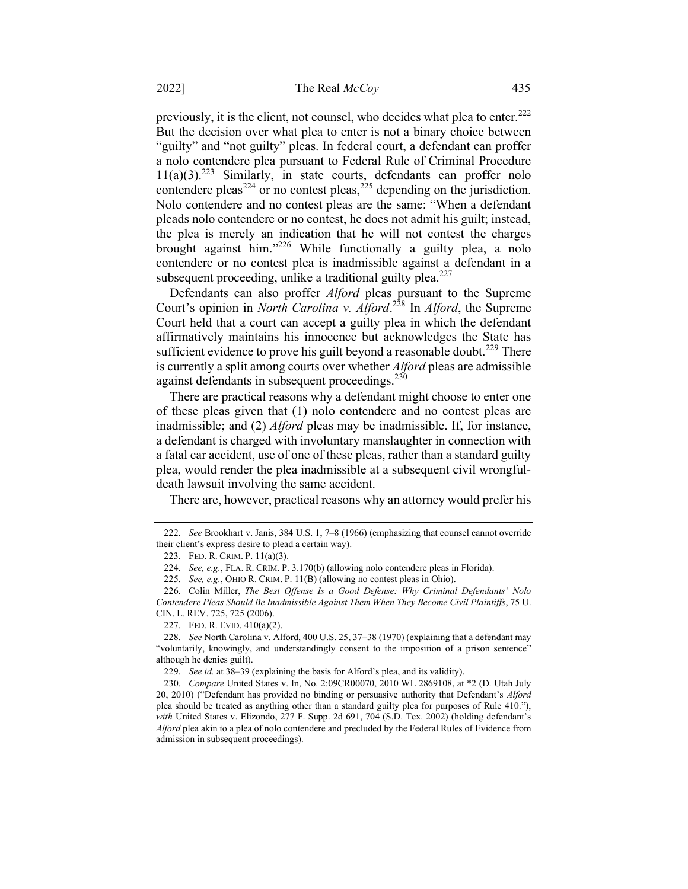previously, it is the client, not counsel, who decides what plea to enter.[222] But the decision over what plea to enter is not a binary choice between "guilty" and "not guilty" pleas. In federal court, a defendant can proffer a nolo contendere plea pursuant to Federal Rule of Criminal Procedure 11(a)(3).[223] Similarly, in state courts, defendants can proffer nolo contendere pleas[224] or no contest pleas,[225] depending on the jurisdiction. Nolo contendere and no contest pleas are the same: "When a defendant pleads nolo contendere or no contest, he does not admit his guilt; instead, the plea is merely an indication that he will not contest the charges brought against him."[226] While functionally a guilty plea, a nolo contendere or no contest plea is inadmissible against a defendant in a subsequent proceeding, unlike a traditional guilty plea.[227]

Defendants can also proffer *Alford* pleas pursuant to the Supreme Court's opinion in *North Carolina v. Alford*.[228] In *Alford*, the Supreme Court held that a court can accept a guilty plea in which the defendant affirmatively maintains his innocence but acknowledges the State has sufficient evidence to prove his guilt beyond a reasonable doubt.[229] There is currently a split among courts over whether *Alford* pleas are admissible against defendants in subsequent proceedings.[230]

There are practical reasons why a defendant might choose to enter one of these pleas given that (1) nolo contendere and no contest pleas are inadmissible; and (2) *Alford* pleas may be inadmissible. If, for instance, a defendant is charged with involuntary manslaughter in connection with a fatal car accident, use of one of these pleas, rather than a standard guilty plea, would render the plea inadmissible at a subsequent civil wrongful-death lawsuit involving the same accident.

There are, however, practical reasons why an attorney would prefer his

---

222. *See* Brookhart v. Janis, 384 U.S. 1, 7–8 (1966) (emphasizing that counsel cannot override their client's express desire to plead a certain way).

223. FED. R. CRIM. P. 11(a)(3).

224. *See, e.g.*, FLA. R. CRIM. P. 3.170(b) (allowing nolo contendere pleas in Florida).

225. *See, e.g.*, OHIO R. CRIM. P. 11(B) (allowing no contest pleas in Ohio).

226. Colin Miller, *The Best Offense Is a Good Defense: Why Criminal Defendants' Nolo Contendere Pleas Should Be Inadmissible Against Them When They Become Civil Plaintiffs*, 75 U. CIN. L. REV. 725, 725 (2006).

227. FED. R. EVID. 410(a)(2).

228. *See* North Carolina v. Alford, 400 U.S. 25, 37–38 (1970) (explaining that a defendant may "voluntarily, knowingly, and understandingly consent to the imposition of a prison sentence" although he denies guilt).

229. *See id.* at 38–39 (explaining the basis for Alford's plea, and its validity).

230. *Compare* United States v. In, No. 2:09CR00070, 2010 WL 2869108, at *2 (D. Utah July 20, 2010) ("Defendant has provided no binding or persuasive authority that Defendant's *Alford* plea should be treated as anything other than a standard guilty plea for purposes of Rule 410."), *with* United States v. Elizondo, 277 F. Supp. 2d 691, 704 (S.D. Tex. 2002) (holding defendant's *Alford* plea akin to a plea of nolo contendere and precluded by the Federal Rules of Evidence from admission in subsequent proceedings).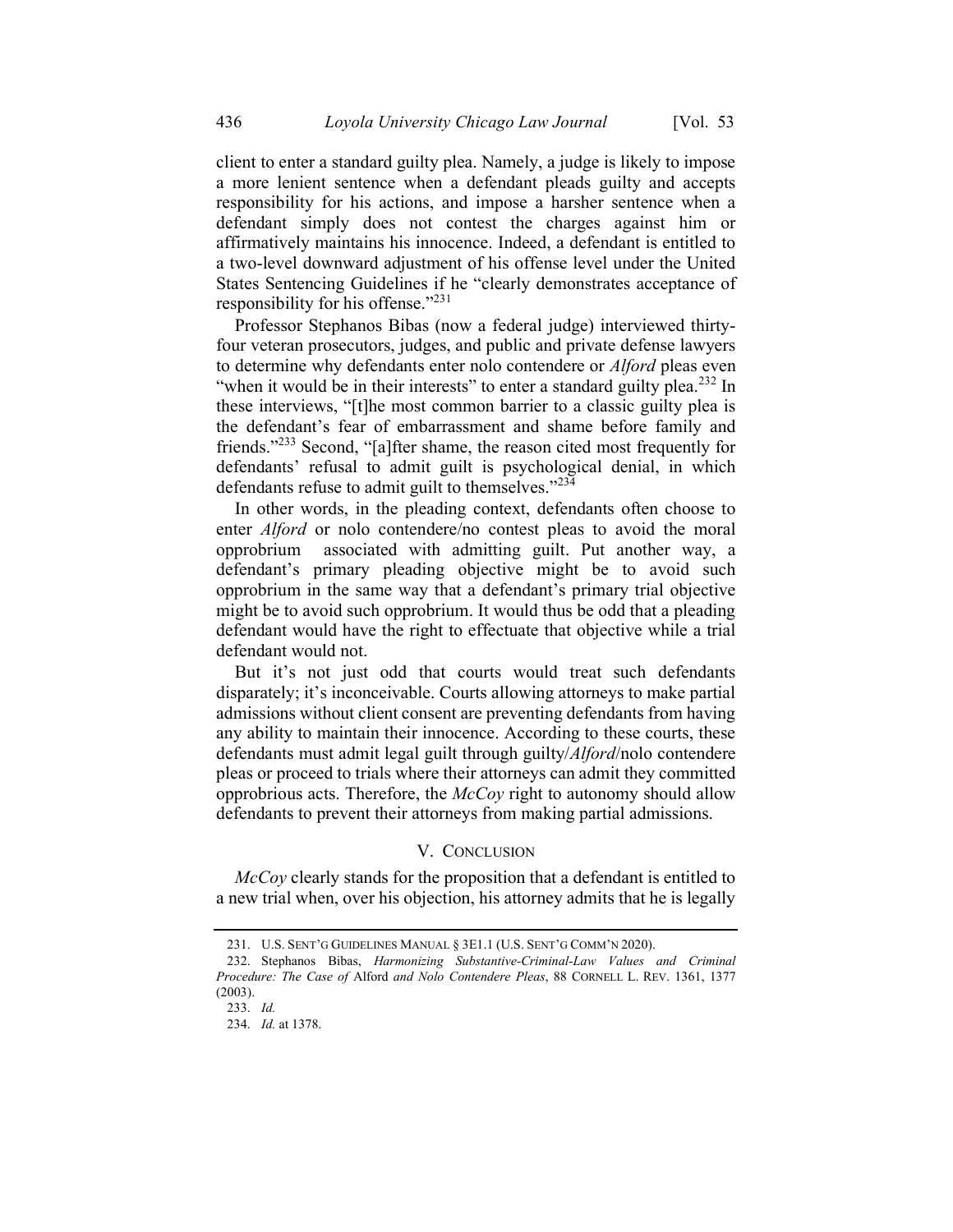client to enter a standard guilty plea. Namely, a judge is likely to impose a more lenient sentence when a defendant pleads guilty and accepts responsibility for his actions, and impose a harsher sentence when a defendant simply does not contest the charges against him or affirmatively maintains his innocence. Indeed, a defendant is entitled to a two-level downward adjustment of his offense level under the United States Sentencing Guidelines if he "clearly demonstrates acceptance of responsibility for his offense."[231]

Professor Stephanos Bibas (now a federal judge) interviewed thirty-four veteran prosecutors, judges, and public and private defense lawyers to determine why defendants enter nolo contendere or *Alford* pleas even "when it would be in their interests" to enter a standard guilty plea.[232] In these interviews, "[t]he most common barrier to a classic guilty plea is the defendant's fear of embarrassment and shame before family and friends."[233] Second, "[a]fter shame, the reason cited most frequently for defendants' refusal to admit guilt is psychological denial, in which defendants refuse to admit guilt to themselves."[234]

In other words, in the pleading context, defendants often choose to enter *Alford* or nolo contendere/no contest pleas to avoid the moral opprobrium associated with admitting guilt. Put another way, a defendant's primary pleading objective might be to avoid such opprobrium in the same way that a defendant's primary trial objective might be to avoid such opprobrium. It would thus be odd that a pleading defendant would have the right to effectuate that objective while a trial defendant would not.

But it's not just odd that courts would treat such defendants disparately; it's inconceivable. Courts allowing attorneys to make partial admissions without client consent are preventing defendants from having any ability to maintain their innocence. According to these courts, these defendants must admit legal guilt through guilty/*Alford*/nolo contendere pleas or proceed to trials where their attorneys can admit they committed opprobrious acts. Therefore, the *McCoy* right to autonomy should allow defendants to prevent their attorneys from making partial admissions.

## V. Conclusion

*McCoy* clearly stands for the proposition that a defendant is entitled to a new trial when, over his objection, his attorney admits that he is legally

---

231. U.S. SENT'G GUIDELINES MANUAL § 3E1.1 (U.S. SENT'G COMM'N 2020).

232. Stephanos Bibas, *Harmonizing Substantive-Criminal-Law Values and Criminal Procedure: The Case of* Alford *and Nolo Contendere Pleas*, 88 CORNELL L. REV. 1361, 1377 (2003).

233. *Id.*

234. *Id.* at 1378.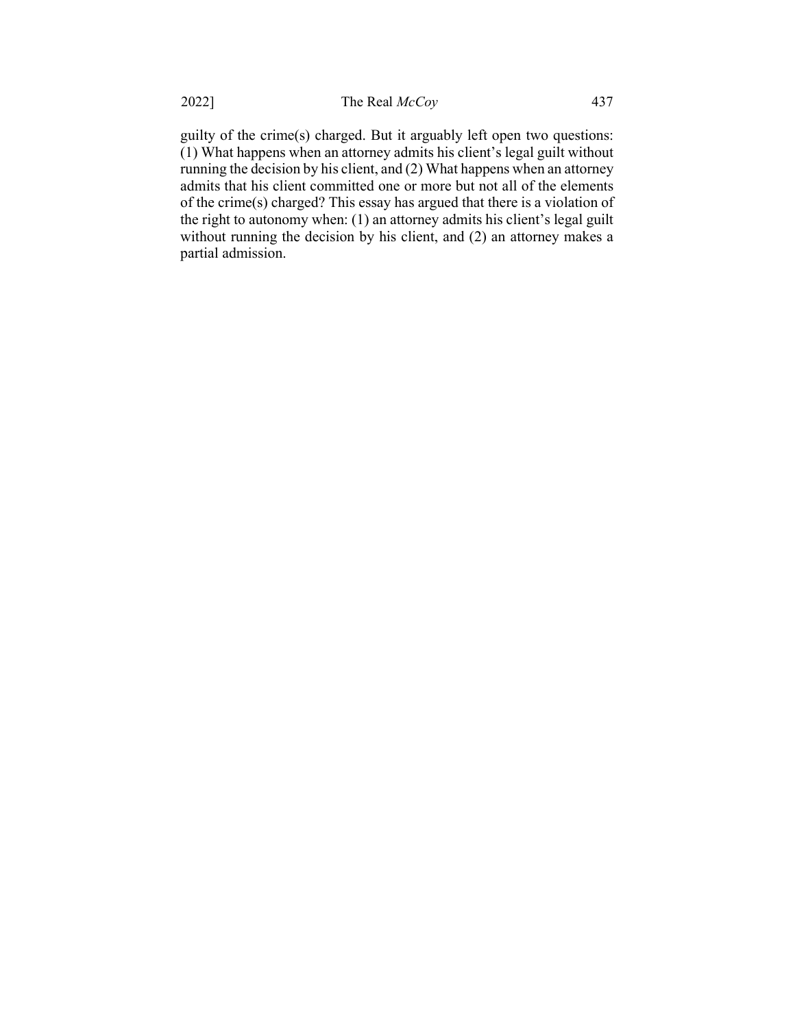guilty of the crime(s) charged. But it arguably left open two questions: (1) What happens when an attorney admits his client's legal guilt without running the decision by his client, and (2) What happens when an attorney admits that his client committed one or more but not all of the elements of the crime(s) charged? This essay has argued that there is a violation of the right to autonomy when: (1) an attorney admits his client's legal guilt without running the decision by his client, and (2) an attorney makes a partial admission.